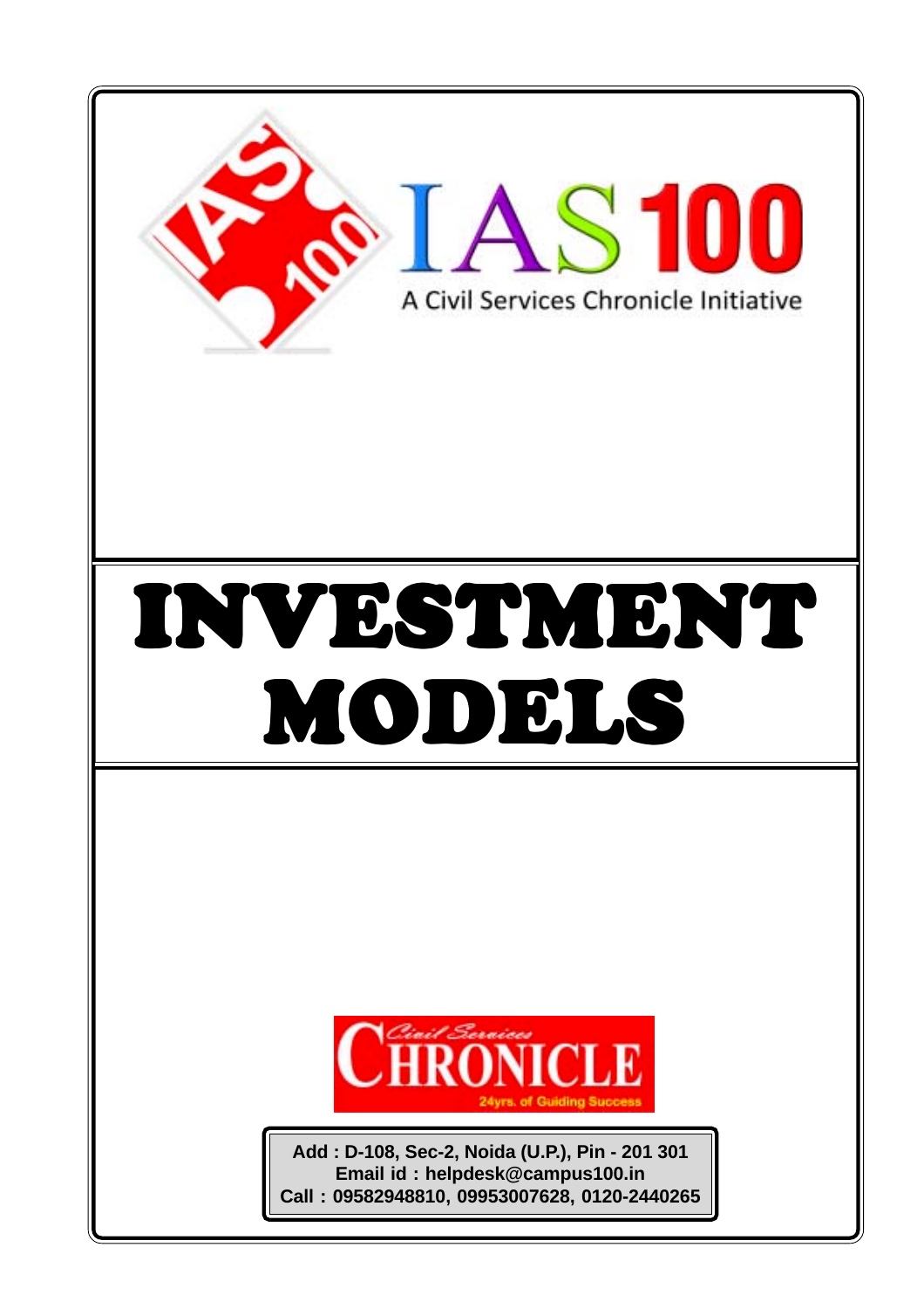IAS 100

A Civil Services Chronicle Initiative

# INVESTMENT MODELS

Civil Services CHRONICLE

24yrs. of Guiding Success

**Add : D-108, Sec-2, Noida (U.P.), Pin - 201 301**
**Email id : helpdesk@campus100.in**
**Call : 09582948810, 09953007628, 0120-2440265**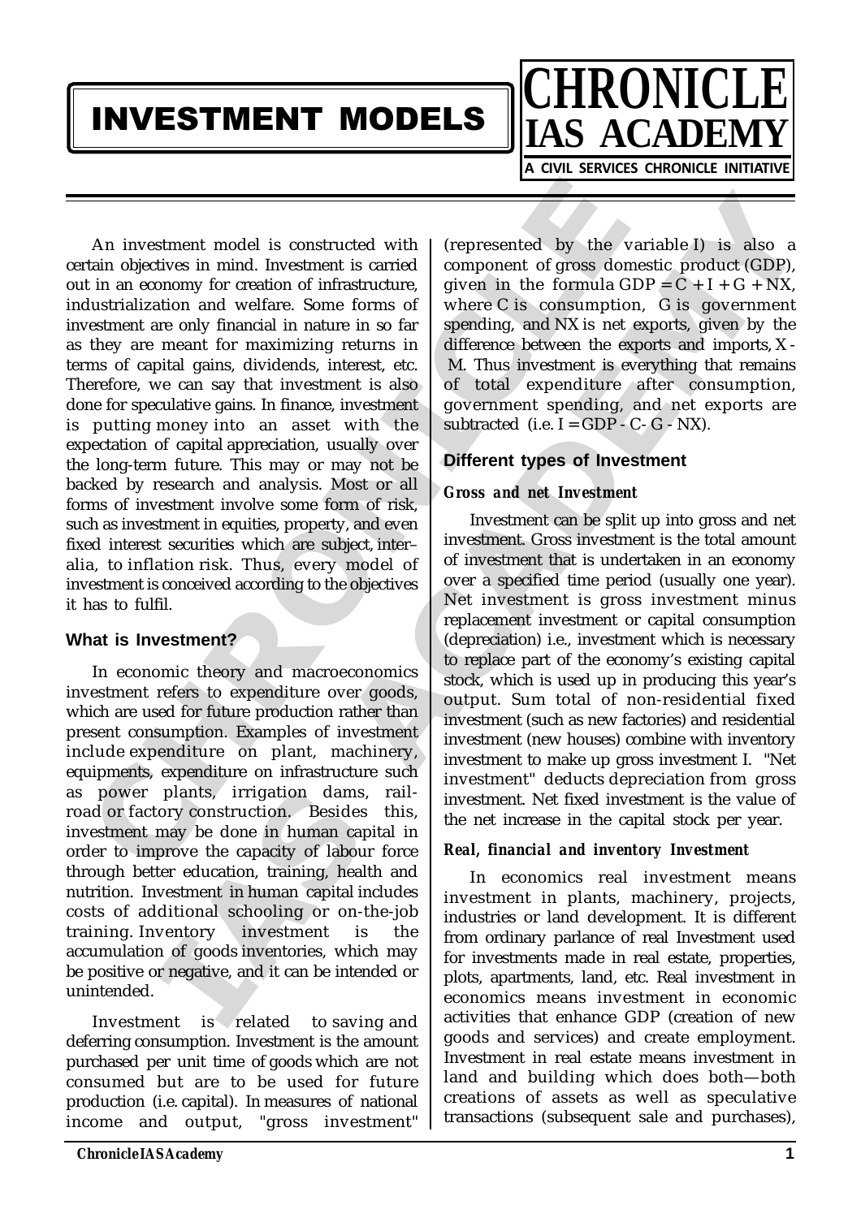# INVESTMENT MODELS

An investment model is constructed with certain objectives in mind. Investment is carried out in an economy for creation of infrastructure, industrialization and welfare. Some forms of investment are only financial in nature in so far as they are meant for maximizing returns in terms of capital gains, dividends, interest, etc. Therefore, we can say that investment is also done for speculative gains. In finance, investment is putting money into an asset with the expectation of capital appreciation, usually over the long-term future. This may or may not be backed by research and analysis. Most or all forms of investment involve some form of risk, such as investment in equities, property, and even fixed interest securities which are subject, inter–alia, to inflation risk. Thus, every model of investment is conceived according to the objectives it has to fulfil.

## What is Investment?

In economic theory and macroeconomics investment refers to expenditure over goods, which are used for future production rather than present consumption. Examples of investment include expenditure on plant, machinery, equipments, expenditure on infrastructure such as power plants, irrigation dams, rail-road or factory construction. Besides this, investment may be done in human capital in order to improve the capacity of labour force through better education, training, health and nutrition. Investment in human capital includes costs of additional schooling or on-the-job training. Inventory investment is the accumulation of goods inventories, which may be positive or negative, and it can be intended or unintended.

Investment is related to saving and deferring consumption. Investment is the amount purchased per unit time of goods which are not consumed but are to be used for future production (i.e. capital). In measures of national income and output, "gross investment" (represented by the variable I) is also a component of gross domestic product (GDP), given in the formula $GDP = C + I + G + NX$, where C is consumption, G is government spending, and NX is net exports, given by the difference between the exports and imports, $X - M$. Thus investment is everything that remains of total expenditure after consumption, government spending, and net exports are subtracted (i.e. $I = GDP - C - G - NX$).

## Different types of Investment

### *Gross and net Investment*

Investment can be split up into gross and net investment. Gross investment is the total amount of investment that is undertaken in an economy over a specified time period (usually one year). Net investment is gross investment minus replacement investment or capital consumption (depreciation) i.e., investment which is necessary to replace part of the economy's existing capital stock, which is used up in producing this year's output. Sum total of non-residential fixed investment (such as new factories) and residential investment (new houses) combine with inventory investment to make up gross investment I. "Net investment" deducts depreciation from gross investment. Net fixed investment is the value of the net increase in the capital stock per year.

### *Real, financial and inventory Investment*

In economics real investment means investment in plants, machinery, projects, industries or land development. It is different from ordinary parlance of real Investment used for investments made in real estate, properties, plots, apartments, land, etc. Real investment in economics means investment in economic activities that enhance GDP (creation of new goods and services) and create employment. Investment in real estate means investment in land and building which does both—both creations of assets as well as speculative transactions (subsequent sale and purchases),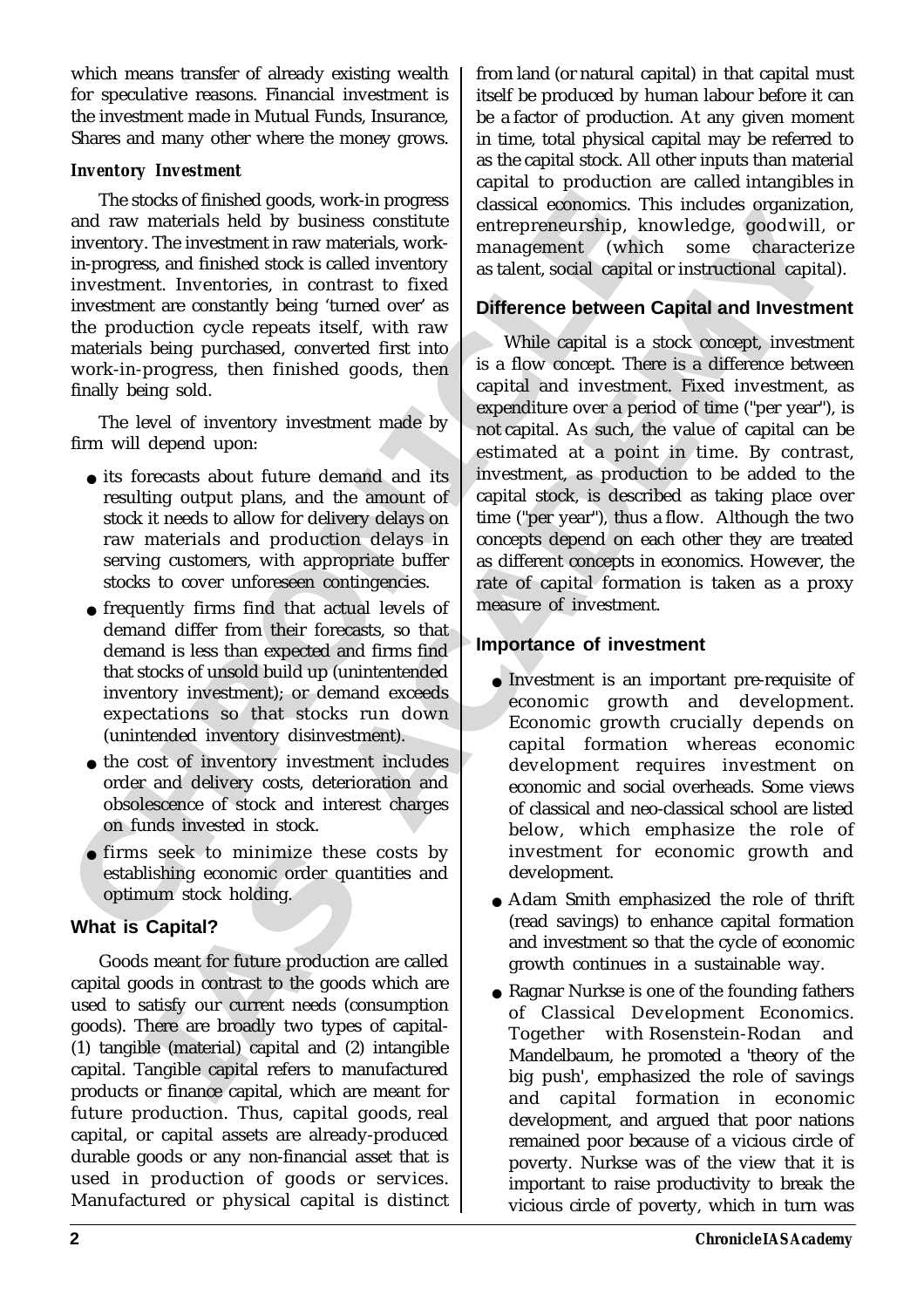which means transfer of already existing wealth for speculative reasons. Financial investment is the investment made in Mutual Funds, Insurance, Shares and many other where the money grows.

### *Inventory Investment*

The stocks of finished goods, work-in progress and raw materials held by business constitute inventory. The investment in raw materials, work-in-progress, and finished stock is called inventory investment. Inventories, in contrast to fixed investment are constantly being 'turned over' as the production cycle repeats itself, with raw materials being purchased, converted first into work-in-progress, then finished goods, then finally being sold.

The level of inventory investment made by firm will depend upon:

- its forecasts about future demand and its resulting output plans, and the amount of stock it needs to allow for delivery delays on raw materials and production delays in serving customers, with appropriate buffer stocks to cover unforeseen contingencies.
- frequently firms find that actual levels of demand differ from their forecasts, so that demand is less than expected and firms find that stocks of unsold build up (unintentended inventory investment); or demand exceeds expectations so that stocks run down (unintended inventory disinvestment).
- the cost of inventory investment includes order and delivery costs, deterioration and obsolescence of stock and interest charges on funds invested in stock.
- firms seek to minimize these costs by establishing economic order quantities and optimum stock holding.

## What is Capital?

Goods meant for future production are called capital goods in contrast to the goods which are used to satisfy our current needs (consumption goods). There are broadly two types of capital- (1) tangible (material) capital and (2) intangible capital. Tangible capital refers to manufactured products or finance capital, which are meant for future production. Thus, capital goods, real capital, or capital assets are already-produced durable goods or any non-financial asset that is used in production of goods or services. Manufactured or physical capital is distinct from land (or natural capital) in that capital must itself be produced by human labour before it can be a factor of production. At any given moment in time, total physical capital may be referred to as the capital stock. All other inputs than material capital to production are called intangibles in classical economics. This includes organization, entrepreneurship, knowledge, goodwill, or management (which some characterize as talent, social capital or instructional capital).

## Difference between Capital and Investment

While capital is a stock concept, investment is a flow concept. There is a difference between capital and investment. Fixed investment, as expenditure over a period of time ("per year"), is not capital. As such, the value of capital can be estimated at a point in time. By contrast, investment, as production to be added to the capital stock, is described as taking place over time ("per year"), thus a flow. Although the two concepts depend on each other they are treated as different concepts in economics. However, the rate of capital formation is taken as a proxy measure of investment.

## Importance of investment

- Investment is an important pre-requisite of economic growth and development. Economic growth crucially depends on capital formation whereas economic development requires investment on economic and social overheads. Some views of classical and neo-classical school are listed below, which emphasize the role of investment for economic growth and development.
- Adam Smith emphasized the role of thrift (read savings) to enhance capital formation and investment so that the cycle of economic growth continues in a sustainable way.
- Ragnar Nurkse is one of the founding fathers of Classical Development Economics. Together with Rosenstein-Rodan and Mandelbaum, he promoted a 'theory of the big push', emphasized the role of savings and capital formation in economic development, and argued that poor nations remained poor because of a vicious circle of poverty. Nurkse was of the view that it is important to raise productivity to break the vicious circle of poverty, which in turn was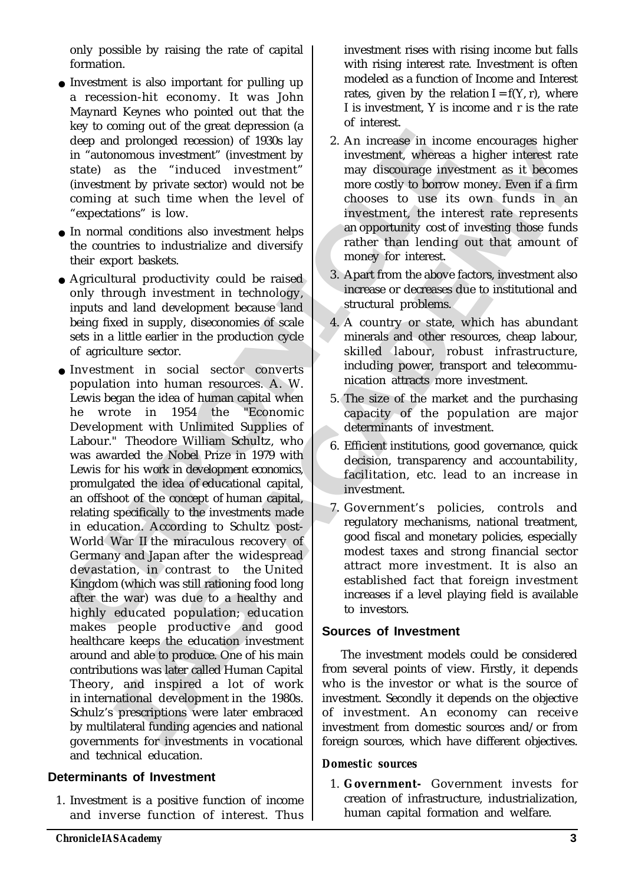only possible by raising the rate of capital formation.

- Investment is also important for pulling up a recession-hit economy. It was John Maynard Keynes who pointed out that the key to coming out of the great depression (a deep and prolonged recession) of 1930s lay in "autonomous investment" (investment by state) as the "induced investment" (investment by private sector) would not be coming at such time when the level of "expectations" is low.
- In normal conditions also investment helps the countries to industrialize and diversify their export baskets.
- Agricultural productivity could be raised only through investment in technology, inputs and land development because land being fixed in supply, diseconomies of scale sets in a little earlier in the production cycle of agriculture sector.
- Investment in social sector converts population into human resources. A. W. Lewis began the idea of human capital when he wrote in 1954 the "Economic Development with Unlimited Supplies of Labour." Theodore William Schultz, who was awarded the Nobel Prize in 1979 with Lewis for his work in development economics, promulgated the idea of educational capital, an offshoot of the concept of human capital, relating specifically to the investments made in education. According to Schultz post-World War II the miraculous recovery of Germany and Japan after the widespread devastation, in contrast to the United Kingdom (which was still rationing food long after the war) was due to a healthy and highly educated population; education makes people productive and good healthcare keeps the education investment around and able to produce. One of his main contributions was later called Human Capital Theory, and inspired a lot of work in international development in the 1980s. Schulz's prescriptions were later embraced by multilateral funding agencies and national governments for investments in vocational and technical education.

## Determinants of Investment

1. Investment is a positive function of income and inverse function of interest. Thus investment rises with rising income but falls with rising interest rate. Investment is often modeled as a function of Income and Interest rates, given by the relation $I = f(Y, r)$, where I is investment, Y is income and r is the rate of interest.
2. An increase in income encourages higher investment, whereas a higher interest rate may discourage investment as it becomes more costly to borrow money. Even if a firm chooses to use its own funds in an investment, the interest rate represents an opportunity cost of investing those funds rather than lending out that amount of money for interest.
3. Apart from the above factors, investment also increase or decreases due to institutional and structural problems.
4. A country or state, which has abundant minerals and other resources, cheap labour, skilled labour, robust infrastructure, including power, transport and telecommunication attracts more investment.
5. The size of the market and the purchasing capacity of the population are major determinants of investment.
6. Efficient institutions, good governance, quick decision, transparency and accountability, facilitation, etc. lead to an increase in investment.
7. Government's policies, controls and regulatory mechanisms, national treatment, good fiscal and monetary policies, especially modest taxes and strong financial sector attract more investment. It is also an established fact that foreign investment increases if a level playing field is available to investors.

## Sources of Investment

The investment models could be considered from several points of view. Firstly, it depends who is the investor or what is the source of investment. Secondly it depends on the objective of investment. An economy can receive investment from domestic sources and/or from foreign sources, which have different objectives.

### Domestic sources

1. **Government-** Government invests for creation of infrastructure, industrialization, human capital formation and welfare.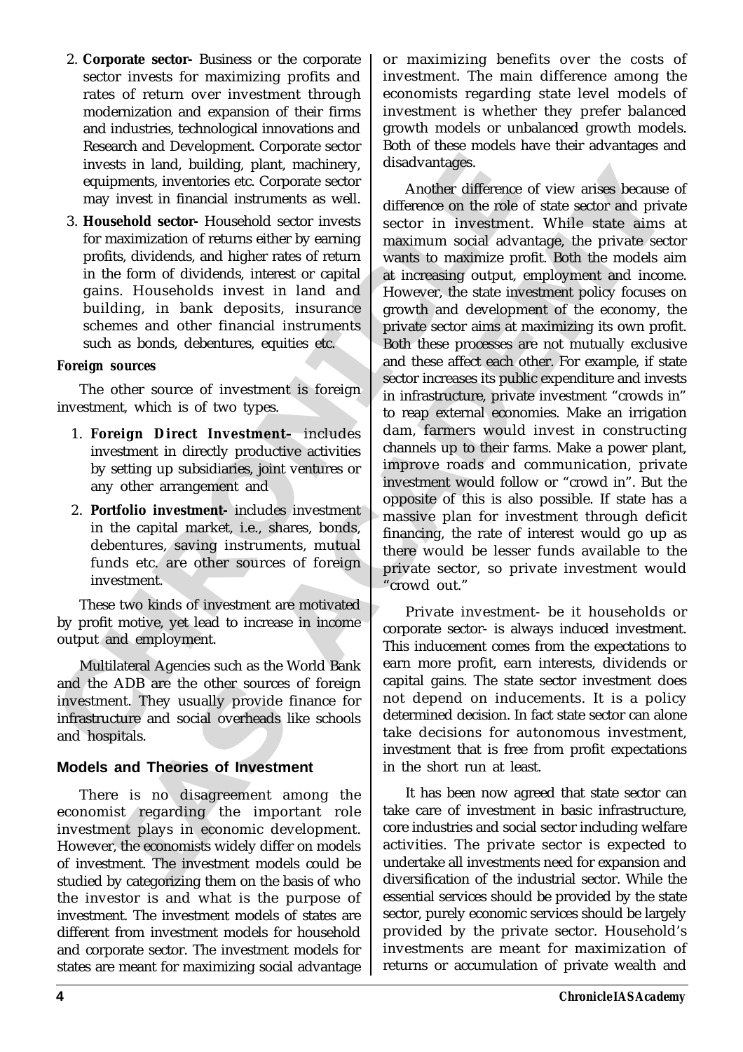2. **Corporate sector-** Business or the corporate sector invests for maximizing profits and rates of return over investment through modernization and expansion of their firms and industries, technological innovations and Research and Development. Corporate sector invests in land, building, plant, machinery, equipments, inventories etc. Corporate sector may invest in financial instruments as well.
3. **Household sector-** Household sector invests for maximization of returns either by earning profits, dividends, and higher rates of return in the form of dividends, interest or capital gains. Households invest in land and building, in bank deposits, insurance schemes and other financial instruments such as bonds, debentures, equities etc.

**Foreign sources**

The other source of investment is foreign investment, which is of two types.

1. **Foreign Direct Investment-** includes investment in directly productive activities by setting up subsidiaries, joint ventures or any other arrangement and
2. **Portfolio investment-** includes investment in the capital market, i.e., shares, bonds, debentures, saving instruments, mutual funds etc. are other sources of foreign investment.

These two kinds of investment are motivated by profit motive, yet lead to increase in income output and employment.

Multilateral Agencies such as the World Bank and the ADB are the other sources of foreign investment. They usually provide finance for infrastructure and social overheads like schools and hospitals.

## Models and Theories of Investment

There is no disagreement among the economist regarding the important role investment plays in economic development. However, the economists widely differ on models of investment. The investment models could be studied by categorizing them on the basis of who the investor is and what is the purpose of investment. The investment models of states are different from investment models for household and corporate sector. The investment models for states are meant for maximizing social advantage or maximizing benefits over the costs of investment. The main difference among the economists regarding state level models of investment is whether they prefer balanced growth models or unbalanced growth models. Both of these models have their advantages and disadvantages.

Another difference of view arises because of difference on the role of state sector and private sector in investment. While state aims at maximum social advantage, the private sector wants to maximize profit. Both the models aim at increasing output, employment and income. However, the state investment policy focuses on growth and development of the economy, the private sector aims at maximizing its own profit. Both these processes are not mutually exclusive and these affect each other. For example, if state sector increases its public expenditure and invests in infrastructure, private investment "crowds in" to reap external economies. Make an irrigation dam, farmers would invest in constructing channels up to their farms. Make a power plant, improve roads and communication, private investment would follow or "crowd in". But the opposite of this is also possible. If state has a massive plan for investment through deficit financing, the rate of interest would go up as there would be lesser funds available to the private sector, so private investment would "crowd out."

Private investment- be it households or corporate sector- is always induced investment. This inducement comes from the expectations to earn more profit, earn interests, dividends or capital gains. The state sector investment does not depend on inducements. It is a policy determined decision. In fact state sector can alone take decisions for autonomous investment, investment that is free from profit expectations in the short run at least.

It has been now agreed that state sector can take care of investment in basic infrastructure, core industries and social sector including welfare activities. The private sector is expected to undertake all investments need for expansion and diversification of the industrial sector. While the essential services should be provided by the state sector, purely economic services should be largely provided by the private sector. Household's investments are meant for maximization of returns or accumulation of private wealth and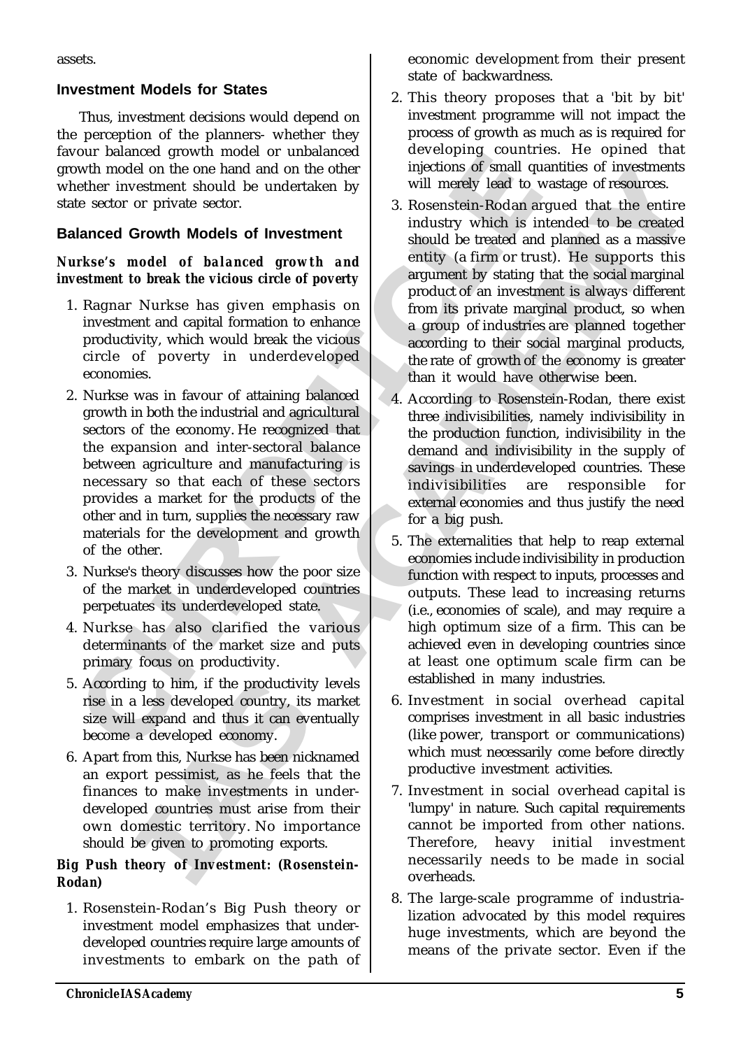assets.

## Investment Models for States

Thus, investment decisions would depend on the perception of the planners- whether they favour balanced growth model or unbalanced growth model on the one hand and on the other whether investment should be undertaken by state sector or private sector.

## Balanced Growth Models of Investment

**Nurkse's model of balanced growth and investment to break the vicious circle of poverty**

1. Ragnar Nurkse has given emphasis on investment and capital formation to enhance productivity, which would break the vicious circle of poverty in underdeveloped economies.
2. Nurkse was in favour of attaining balanced growth in both the industrial and agricultural sectors of the economy. He recognized that the expansion and inter-sectoral balance between agriculture and manufacturing is necessary so that each of these sectors provides a market for the products of the other and in turn, supplies the necessary raw materials for the development and growth of the other.
3. Nurkse's theory discusses how the poor size of the market in underdeveloped countries perpetuates its underdeveloped state.
4. Nurkse has also clarified the various determinants of the market size and puts primary focus on productivity.
5. According to him, if the productivity levels rise in a less developed country, its market size will expand and thus it can eventually become a developed economy.
6. Apart from this, Nurkse has been nicknamed an export pessimist, as he feels that the finances to make investments in underdeveloped countries must arise from their own domestic territory. No importance should be given to promoting exports.

**Big Push theory of Investment: (Rosenstein-Rodan)**

1. Rosenstein-Rodan's Big Push theory or investment model emphasizes that underdeveloped countries require large amounts of investments to embark on the path of economic development from their present state of backwardness.
2. This theory proposes that a 'bit by bit' investment programme will not impact the process of growth as much as is required for developing countries. He opined that injections of small quantities of investments will merely lead to wastage of resources.
3. Rosenstein-Rodan argued that the entire industry which is intended to be created should be treated and planned as a massive entity (a firm or trust). He supports this argument by stating that the social marginal product of an investment is always different from its private marginal product, so when a group of industries are planned together according to their social marginal products, the rate of growth of the economy is greater than it would have otherwise been.
4. According to Rosenstein-Rodan, there exist three indivisibilities, namely indivisibility in the production function, indivisibility in the demand and indivisibility in the supply of savings in underdeveloped countries. These indivisibilities are responsible for external economies and thus justify the need for a big push.
5. The externalities that help to reap external economies include indivisibility in production function with respect to inputs, processes and outputs. These lead to increasing returns (i.e., economies of scale), and may require a high optimum size of a firm. This can be achieved even in developing countries since at least one optimum scale firm can be established in many industries.
6. Investment in social overhead capital comprises investment in all basic industries (like power, transport or communications) which must necessarily come before directly productive investment activities.
7. Investment in social overhead capital is 'lumpy' in nature. Such capital requirements cannot be imported from other nations. Therefore, heavy initial investment necessarily needs to be made in social overheads.
8. The large-scale programme of industrialization advocated by this model requires huge investments, which are beyond the means of the private sector. Even if the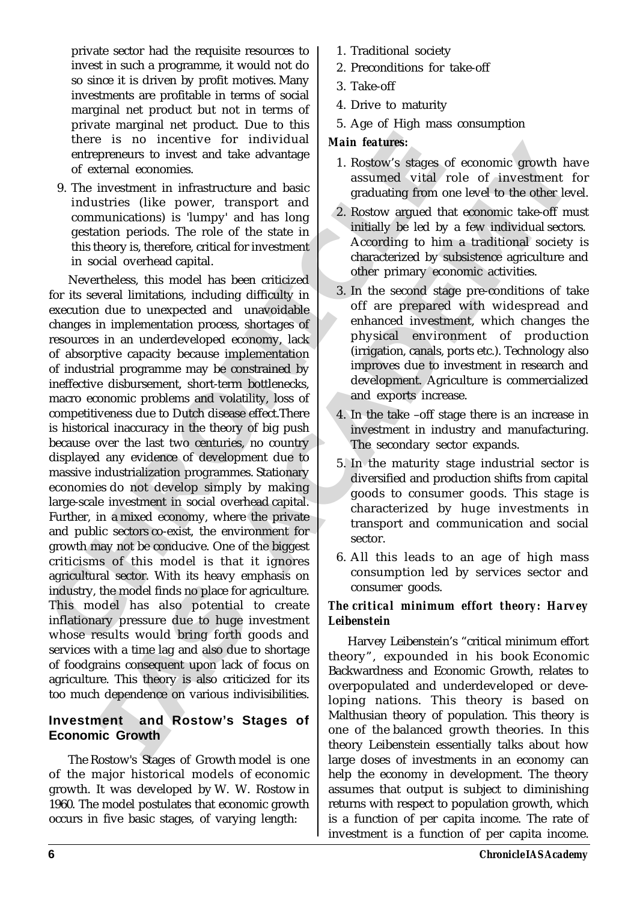private sector had the requisite resources to invest in such a programme, it would not do so since it is driven by profit motives. Many investments are profitable in terms of social marginal net product but not in terms of private marginal net product. Due to this there is no incentive for individual entrepreneurs to invest and take advantage of external economies.

9. The investment in infrastructure and basic industries (like power, transport and communications) is 'lumpy' and has long gestation periods. The role of the state in this theory is, therefore, critical for investment in social overhead capital.

Nevertheless, this model has been criticized for its several limitations, including difficulty in execution due to unexpected and unavoidable changes in implementation process, shortages of resources in an underdeveloped economy, lack of absorptive capacity because implementation of industrial programme may be constrained by ineffective disbursement, short-term bottlenecks, macro economic problems and volatility, loss of competitiveness due to Dutch disease effect.There is historical inaccuracy in the theory of big push because over the last two centuries, no country displayed any evidence of development due to massive industrialization programmes. Stationary economies do not develop simply by making large-scale investment in social overhead capital. Further, in a mixed economy, where the private and public sectors co-exist, the environment for growth may not be conducive. One of the biggest criticisms of this model is that it ignores agricultural sector. With its heavy emphasis on industry, the model finds no place for agriculture. This model has also potential to create inflationary pressure due to huge investment whose results would bring forth goods and services with a time lag and also due to shortage of foodgrains consequent upon lack of focus on agriculture. This theory is also criticized for its too much dependence on various indivisibilities.

## Investment and Rostow's Stages of Economic Growth

The Rostow's Stages of Growth model is one of the major historical models of economic growth. It was developed by W. W. Rostow in 1960. The model postulates that economic growth occurs in five basic stages, of varying length:

1. Traditional society
2. Preconditions for take-off
3. Take-off
4. Drive to maturity
5. Age of High mass consumption

***Main features:***

1. Rostow's stages of economic growth have assumed vital role of investment for graduating from one level to the other level.
2. Rostow argued that economic take-off must initially be led by a few individual sectors. According to him a traditional society is characterized by subsistence agriculture and other primary economic activities.
3. In the second stage pre-conditions of take off are prepared with widespread and enhanced investment, which changes the physical environment of production (irrigation, canals, ports etc.). Technology also improves due to investment in research and development. Agriculture is commercialized and exports increase.
4. In the take –off stage there is an increase in investment in industry and manufacturing. The secondary sector expands.
5. In the maturity stage industrial sector is diversified and production shifts from capital goods to consumer goods. This stage is characterized by huge investments in transport and communication and social sector.
6. All this leads to an age of high mass consumption led by services sector and consumer goods.

***The critical minimum effort theory: Harvey Leibenstein***

Harvey Leibenstein's "critical minimum effort theory", expounded in his book Economic Backwardness and Economic Growth, relates to overpopulated and underdeveloped or developing nations. This theory is based on Malthusian theory of population. This theory is one of the balanced growth theories. In this theory Leibenstein essentially talks about how large doses of investments in an economy can help the economy in development. The theory assumes that output is subject to diminishing returns with respect to population growth, which is a function of per capita income. The rate of investment is a function of per capita income.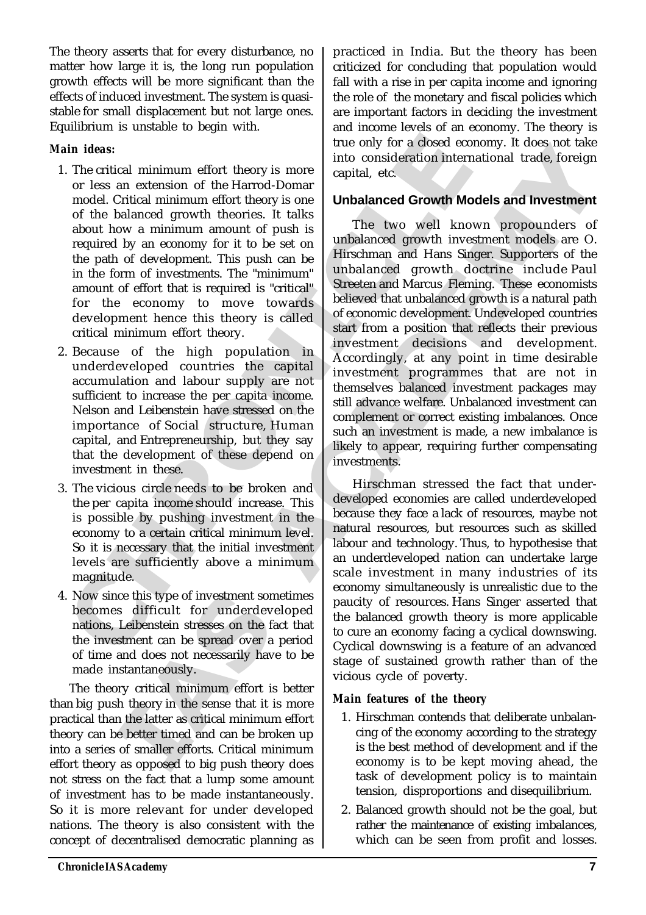The theory asserts that for every disturbance, no matter how large it is, the long run population growth effects will be more significant than the effects of induced investment. The system is quasi-stable for small displacement but not large ones. Equilibrium is unstable to begin with.

***Main ideas:***

1. The critical minimum effort theory is more or less an extension of the Harrod-Domar model. Critical minimum effort theory is one of the balanced growth theories. It talks about how a minimum amount of push is required by an economy for it to be set on the path of development. This push can be in the form of investments. The "minimum" amount of effort that is required is "critical" for the economy to move towards development hence this theory is called critical minimum effort theory.
2. Because of the high population in underdeveloped countries the capital accumulation and labour supply are not sufficient to increase the per capita income. Nelson and Leibenstein have stressed on the importance of Social structure, Human capital, and Entrepreneurship, but they say that the development of these depend on investment in these.
3. The vicious circle needs to be broken and the per capita income should increase. This is possible by pushing investment in the economy to a certain critical minimum level. So it is necessary that the initial investment levels are sufficiently above a minimum magnitude.
4. Now since this type of investment sometimes becomes difficult for underdeveloped nations, Leibenstein stresses on the fact that the investment can be spread over a period of time and does not necessarily have to be made instantaneously.

The theory critical minimum effort is better than big push theory in the sense that it is more practical than the latter as critical minimum effort theory can be better timed and can be broken up into a series of smaller efforts. Critical minimum effort theory as opposed to big push theory does not stress on the fact that a lump some amount of investment has to be made instantaneously. So it is more relevant for under developed nations. The theory is also consistent with the concept of decentralised democratic planning as practiced in India. But the theory has been criticized for concluding that population would fall with a rise in per capita income and ignoring the role of the monetary and fiscal policies which are important factors in deciding the investment and income levels of an economy. The theory is true only for a closed economy. It does not take into consideration international trade, foreign capital, etc.

## Unbalanced Growth Models and Investment

The two well known propounders of unbalanced growth investment models are O. Hirschman and Hans Singer. Supporters of the unbalanced growth doctrine include Paul Streeten and Marcus Fleming. These economists believed that unbalanced growth is a natural path of economic development. Undeveloped countries start from a position that reflects their previous investment decisions and development. Accordingly, at any point in time desirable investment programmes that are not in themselves balanced investment packages may still advance welfare. Unbalanced investment can complement or correct existing imbalances. Once such an investment is made, a new imbalance is likely to appear, requiring further compensating investments.

Hirschman stressed the fact that under-developed economies are called underdeveloped because they face a lack of resources, maybe not natural resources, but resources such as skilled labour and technology. Thus, to hypothesise that an underdeveloped nation can undertake large scale investment in many industries of its economy simultaneously is unrealistic due to the paucity of resources. Hans Singer asserted that the balanced growth theory is more applicable to cure an economy facing a cyclical downswing. Cyclical downswing is a feature of an advanced stage of sustained growth rather than of the vicious cycle of poverty.

***Main features of the theory***

1. Hirschman contends that deliberate unbalancing of the economy according to the strategy is the best method of development and if the economy is to be kept moving ahead, the task of development policy is to maintain tension, disproportions and disequilibrium.
2. Balanced growth should not be the goal, but rather the maintenance of existing imbalances, which can be seen from profit and losses.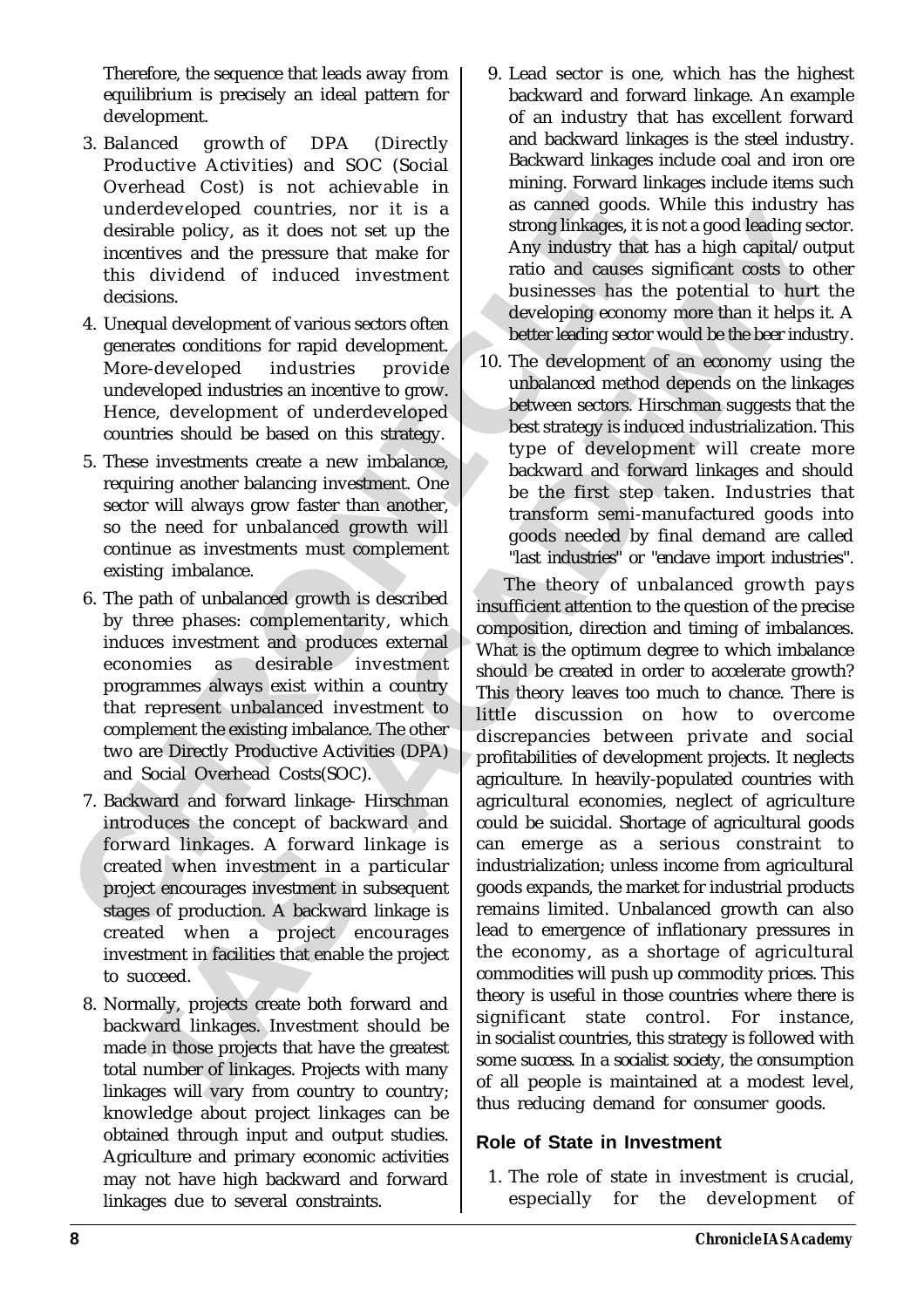Therefore, the sequence that leads away from equilibrium is precisely an ideal pattern for development.

3. Balanced growth of DPA (Directly Productive Activities) and SOC (Social Overhead Cost) is not achievable in underdeveloped countries, nor it is a desirable policy, as it does not set up the incentives and the pressure that make for this dividend of induced investment decisions.
4. Unequal development of various sectors often generates conditions for rapid development. More-developed industries provide undeveloped industries an incentive to grow. Hence, development of underdeveloped countries should be based on this strategy.
5. These investments create a new imbalance, requiring another balancing investment. One sector will always grow faster than another, so the need for unbalanced growth will continue as investments must complement existing imbalance.
6. The path of unbalanced growth is described by three phases: complementarity, which induces investment and produces external economies as desirable investment programmes always exist within a country that represent unbalanced investment to complement the existing imbalance. The other two are Directly Productive Activities (DPA) and Social Overhead Costs(SOC).
7. Backward and forward linkage- Hirschman introduces the concept of backward and forward linkages. A forward linkage is created when investment in a particular project encourages investment in subsequent stages of production. A backward linkage is created when a project encourages investment in facilities that enable the project to succeed.
8. Normally, projects create both forward and backward linkages. Investment should be made in those projects that have the greatest total number of linkages. Projects with many linkages will vary from country to country; knowledge about project linkages can be obtained through input and output studies. Agriculture and primary economic activities may not have high backward and forward linkages due to several constraints.
9. Lead sector is one, which has the highest backward and forward linkage. An example of an industry that has excellent forward and backward linkages is the steel industry. Backward linkages include coal and iron ore mining. Forward linkages include items such as canned goods. While this industry has strong linkages, it is not a good leading sector. Any industry that has a high capital/output ratio and causes significant costs to other businesses has the potential to hurt the developing economy more than it helps it. A better leading sector would be the beer industry.
10. The development of an economy using the unbalanced method depends on the linkages between sectors. Hirschman suggests that the best strategy is induced industrialization. This type of development will create more backward and forward linkages and should be the first step taken. Industries that transform semi-manufactured goods into goods needed by final demand are called "last industries" or "enclave import industries".

The theory of unbalanced growth pays insufficient attention to the question of the precise composition, direction and timing of imbalances. What is the optimum degree to which imbalance should be created in order to accelerate growth? This theory leaves too much to chance. There is little discussion on how to overcome discrepancies between private and social profitabilities of development projects. It neglects agriculture. In heavily-populated countries with agricultural economies, neglect of agriculture could be suicidal. Shortage of agricultural goods can emerge as a serious constraint to industrialization; unless income from agricultural goods expands, the market for industrial products remains limited. Unbalanced growth can also lead to emergence of inflationary pressures in the economy, as a shortage of agricultural commodities will push up commodity prices. This theory is useful in those countries where there is significant state control. For instance, in socialist countries, this strategy is followed with some success. In a socialist society, the consumption of all people is maintained at a modest level, thus reducing demand for consumer goods.

## Role of State in Investment

1. The role of state in investment is crucial, especially for the development of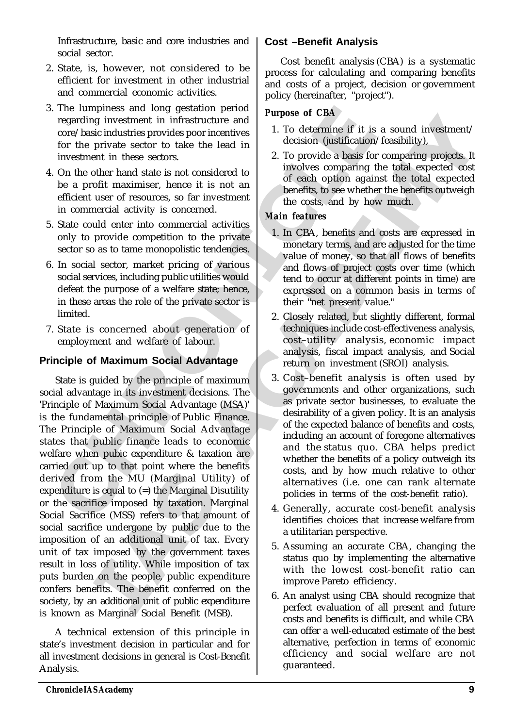Infrastructure, basic and core industries and social sector.

2. State, is, however, not considered to be efficient for investment in other industrial and commercial economic activities.
3. The lumpiness and long gestation period regarding investment in infrastructure and core/basic industries provides poor incentives for the private sector to take the lead in investment in these sectors.
4. On the other hand state is not considered to be a profit maximiser, hence it is not an efficient user of resources, so far investment in commercial activity is concerned.
5. State could enter into commercial activities only to provide competition to the private sector so as to tame monopolistic tendencies.
6. In social sector, market pricing of various social services, including public utilities would defeat the purpose of a welfare state; hence, in these areas the role of the private sector is limited.
7. State is concerned about generation of employment and welfare of labour.

### Principle of Maximum Social Advantage

State is guided by the principle of maximum social advantage in its investment decisions. The 'Principle of Maximum Social Advantage (MSA)' is the fundamental principle of Public Finance. The Principle of Maximum Social Advantage states that public finance leads to economic welfare when pubic expenditure & taxation are carried out up to that point where the benefits derived from the MU (Marginal Utility) of expenditure is equal to (=) the Marginal Disutility or the sacrifice imposed by taxation. Marginal Social Sacrifice (MSS) refers to that amount of social sacrifice undergone by public due to the imposition of an additional unit of tax. Every unit of tax imposed by the government taxes result in loss of utility. While imposition of tax puts burden on the people, public expenditure confers benefits. The benefit conferred on the society, by an additional unit of public expenditure is known as Marginal Social Benefit (MSB).

A technical extension of this principle in state's investment decision in particular and for all investment decisions in general is Cost-Benefit Analysis.

### Cost –Benefit Analysis

Cost benefit analysis (CBA) is a systematic process for calculating and comparing benefits and costs of a project, decision or government policy (hereinafter, "project").

***Purpose of CBA***

1. To determine if it is a sound investment/ decision (justification/feasibility),
2. To provide a basis for comparing projects. It involves comparing the total expected cost of each option against the total expected benefits, to see whether the benefits outweigh the costs, and by how much.

***Main features***

1. In CBA, benefits and costs are expressed in monetary terms, and are adjusted for the time value of money, so that all flows of benefits and flows of project costs over time (which tend to occur at different points in time) are expressed on a common basis in terms of their "net present value."
2. Closely related, but slightly different, formal techniques include cost-effectiveness analysis, cost–utility analysis, economic impact analysis, fiscal impact analysis, and Social return on investment (SROI) analysis.
3. Cost–benefit analysis is often used by governments and other organizations, such as private sector businesses, to evaluate the desirability of a given policy. It is an analysis of the expected balance of benefits and costs, including an account of foregone alternatives and the status quo. CBA helps predict whether the benefits of a policy outweigh its costs, and by how much relative to other alternatives (i.e. one can rank alternate policies in terms of the cost-benefit ratio).
4. Generally, accurate cost-benefit analysis identifies choices that increase welfare from a utilitarian perspective.
5. Assuming an accurate CBA, changing the status quo by implementing the alternative with the lowest cost-benefit ratio can improve Pareto efficiency.
6. An analyst using CBA should recognize that perfect evaluation of all present and future costs and benefits is difficult, and while CBA can offer a well-educated estimate of the best alternative, perfection in terms of economic efficiency and social welfare are not guaranteed.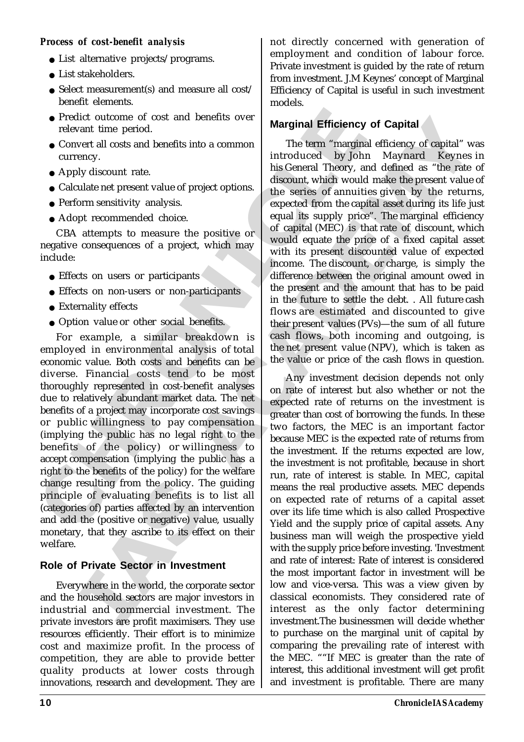**Process of cost-benefit analysis**

- List alternative projects/programs.
- List stakeholders.
- Select measurement(s) and measure all cost/ benefit elements.
- Predict outcome of cost and benefits over relevant time period.
- Convert all costs and benefits into a common currency.
- Apply discount rate.
- Calculate net present value of project options.
- Perform sensitivity analysis.
- Adopt recommended choice.

CBA attempts to measure the positive or negative consequences of a project, which may include:

- Effects on users or participants
- Effects on non-users or non-participants
- Externality effects
- Option value or other social benefits.

For example, a similar breakdown is employed in environmental analysis of total economic value. Both costs and benefits can be diverse. Financial costs tend to be most thoroughly represented in cost-benefit analyses due to relatively abundant market data. The net benefits of a project may incorporate cost savings or public willingness to pay compensation (implying the public has no legal right to the benefits of the policy) or willingness to accept compensation (implying the public has a right to the benefits of the policy) for the welfare change resulting from the policy. The guiding principle of evaluating benefits is to list all (categories of) parties affected by an intervention and add the (positive or negative) value, usually monetary, that they ascribe to its effect on their welfare.

## Role of Private Sector in Investment

Everywhere in the world, the corporate sector and the household sectors are major investors in industrial and commercial investment. The private investors are profit maximisers. They use resources efficiently. Their effort is to minimize cost and maximize profit. In the process of competition, they are able to provide better quality products at lower costs through innovations, research and development. They are not directly concerned with generation of employment and condition of labour force. Private investment is guided by the rate of return from investment. J.M Keynes' concept of Marginal Efficiency of Capital is useful in such investment models.

## Marginal Efficiency of Capital

The term "marginal efficiency of capital" was introduced by John Maynard Keynes in his General Theory, and defined as "the rate of discount, which would make the present value of the series of annuities given by the returns, expected from the capital asset during its life just equal its supply price". The marginal efficiency of capital (MEC) is that rate of discount, which would equate the price of a fixed capital asset with its present discounted value of expected income. The discount, or charge, is simply the difference between the original amount owed in the present and the amount that has to be paid in the future to settle the debt. . All future cash flows are estimated and discounted to give their present values (PVs)—the sum of all future cash flows, both incoming and outgoing, is the net present value (NPV), which is taken as the value or price of the cash flows in question.

Any investment decision depends not only on rate of interest but also whether or not the expected rate of returns on the investment is greater than cost of borrowing the funds. In these two factors, the MEC is an important factor because MEC is the expected rate of returns from the investment. If the returns expected are low, the investment is not profitable, because in short run, rate of interest is stable. In MEC, capital means the real productive assets. MEC depends on expected rate of returns of a capital asset over its life time which is also called Prospective Yield and the supply price of capital assets. Any business man will weigh the prospective yield with the supply price before investing. 'Investment and rate of interest: Rate of interest is considered the most important factor in investment will be low and vice-versa. This was a view given by classical economists. They considered rate of interest as the only factor determining investment.The businessmen will decide whether to purchase on the marginal unit of capital by comparing the prevailing rate of interest with the MEC. ""If MEC is greater than the rate of interest, this additional investment will get profit and investment is profitable. There are many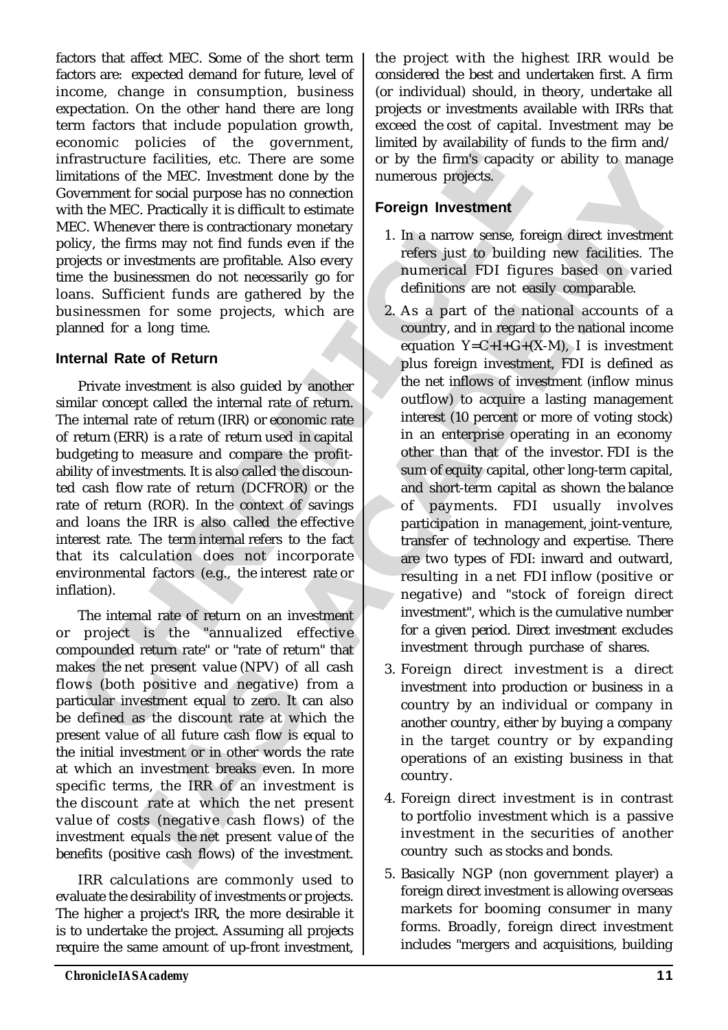factors that affect MEC. Some of the short term factors are: expected demand for future, level of income, change in consumption, business expectation. On the other hand there are long term factors that include population growth, economic policies of the government, infrastructure facilities, etc. There are some limitations of the MEC. Investment done by the Government for social purpose has no connection with the MEC. Practically it is difficult to estimate MEC. Whenever there is contractionary monetary policy, the firms may not find funds even if the projects or investments are profitable. Also every time the businessmen do not necessarily go for loans. Sufficient funds are gathered by the businessmen for some projects, which are planned for a long time.

### Internal Rate of Return

Private investment is also guided by another similar concept called the internal rate of return. The internal rate of return (IRR) or economic rate of return (ERR) is a rate of return used in capital budgeting to measure and compare the profitability of investments. It is also called the discounted cash flow rate of return (DCFROR) or the rate of return (ROR). In the context of savings and loans the IRR is also called the effective interest rate. The term internal refers to the fact that its calculation does not incorporate environmental factors (e.g., the interest rate or inflation).

The internal rate of return on an investment or project is the "annualized effective compounded return rate" or "rate of return" that makes the net present value (NPV) of all cash flows (both positive and negative) from a particular investment equal to zero. It can also be defined as the discount rate at which the present value of all future cash flow is equal to the initial investment or in other words the rate at which an investment breaks even. In more specific terms, the IRR of an investment is the discount rate at which the net present value of costs (negative cash flows) of the investment equals the net present value of the benefits (positive cash flows) of the investment.

IRR calculations are commonly used to evaluate the desirability of investments or projects. The higher a project's IRR, the more desirable it is to undertake the project. Assuming all projects require the same amount of up-front investment, the project with the highest IRR would be considered the best and undertaken first. A firm (or individual) should, in theory, undertake all projects or investments available with IRRs that exceed the cost of capital. Investment may be limited by availability of funds to the firm and/or by the firm's capacity or ability to manage numerous projects.

### Foreign Investment

1. In a narrow sense, foreign direct investment refers just to building new facilities. The numerical FDI figures based on varied definitions are not easily comparable.
2. As a part of the national accounts of a country, and in regard to the national income equation $Y=C+I+G+(X-M)$, I is investment plus foreign investment, FDI is defined as the net inflows of investment (inflow minus outflow) to acquire a lasting management interest (10 percent or more of voting stock) in an enterprise operating in an economy other than that of the investor. FDI is the sum of equity capital, other long-term capital, and short-term capital as shown the balance of payments. FDI usually involves participation in management, joint-venture, transfer of technology and expertise. There are two types of FDI: inward and outward, resulting in a net FDI inflow (positive or negative) and "stock of foreign direct investment", which is the cumulative number for a given period. Direct investment excludes investment through purchase of shares.
3. Foreign direct investment is a direct investment into production or business in a country by an individual or company in another country, either by buying a company in the target country or by expanding operations of an existing business in that country.
4. Foreign direct investment is in contrast to portfolio investment which is a passive investment in the securities of another country such as stocks and bonds.
5. Basically NGP (non government player) a foreign direct investment is allowing overseas markets for booming consumer in many forms. Broadly, foreign direct investment includes "mergers and acquisitions, building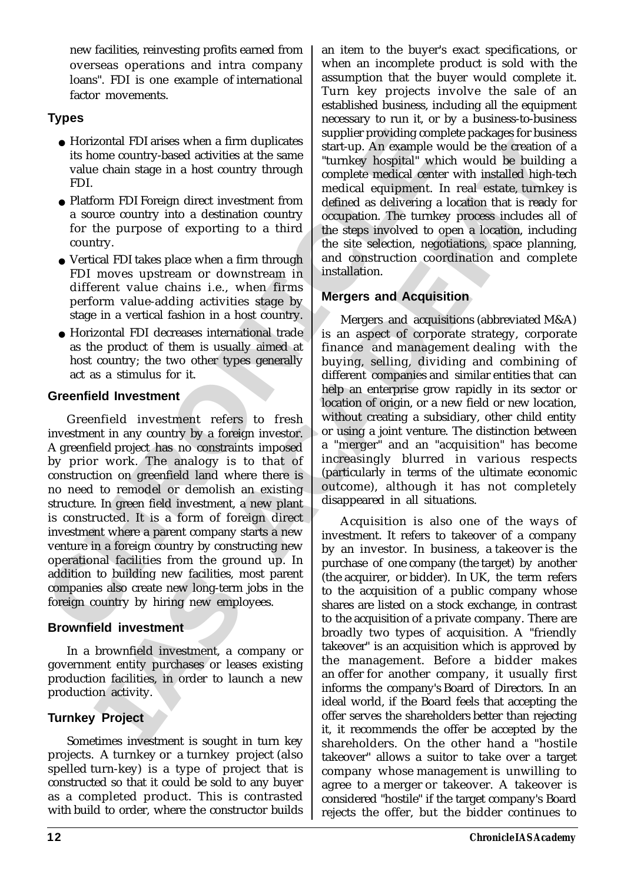new facilities, reinvesting profits earned from overseas operations and intra company loans". FDI is one example of international factor movements.

## Types

- Horizontal FDI arises when a firm duplicates its home country-based activities at the same value chain stage in a host country through FDI.
- Platform FDI Foreign direct investment from a source country into a destination country for the purpose of exporting to a third country.
- Vertical FDI takes place when a firm through FDI moves upstream or downstream in different value chains i.e., when firms perform value-adding activities stage by stage in a vertical fashion in a host country.
- Horizontal FDI decreases international trade as the product of them is usually aimed at host country; the two other types generally act as a stimulus for it.

## Greenfield Investment

Greenfield investment refers to fresh investment in any country by a foreign investor. A greenfield project has no constraints imposed by prior work. The analogy is to that of construction on greenfield land where there is no need to remodel or demolish an existing structure. In green field investment, a new plant is constructed. It is a form of foreign direct investment where a parent company starts a new venture in a foreign country by constructing new operational facilities from the ground up. In addition to building new facilities, most parent companies also create new long-term jobs in the foreign country by hiring new employees.

## Brownfield investment

In a brownfield investment, a company or government entity purchases or leases existing production facilities, in order to launch a new production activity.

## Turnkey Project

Sometimes investment is sought in turn key projects. A turnkey or a turnkey project (also spelled turn-key) is a type of project that is constructed so that it could be sold to any buyer as a completed product. This is contrasted with build to order, where the constructor builds an item to the buyer's exact specifications, or when an incomplete product is sold with the assumption that the buyer would complete it. Turn key projects involve the sale of an established business, including all the equipment necessary to run it, or by a business-to-business supplier providing complete packages for business start-up. An example would be the creation of a "turnkey hospital" which would be building a complete medical center with installed high-tech medical equipment. In real estate, turnkey is defined as delivering a location that is ready for occupation. The turnkey process includes all of the steps involved to open a location, including the site selection, negotiations, space planning, and construction coordination and complete installation.

## Mergers and Acquisition

Mergers and acquisitions (abbreviated M&A) is an aspect of corporate strategy, corporate finance and management dealing with the buying, selling, dividing and combining of different companies and similar entities that can help an enterprise grow rapidly in its sector or location of origin, or a new field or new location, without creating a subsidiary, other child entity or using a joint venture. The distinction between a "merger" and an "acquisition" has become increasingly blurred in various respects (particularly in terms of the ultimate economic outcome), although it has not completely disappeared in all situations.

Acquisition is also one of the ways of investment. It refers to takeover of a company by an investor. In business, a takeover is the purchase of one company (the target) by another (the acquirer, or bidder). In UK, the term refers to the acquisition of a public company whose shares are listed on a stock exchange, in contrast to the acquisition of a private company. There are broadly two types of acquisition. A "friendly takeover" is an acquisition which is approved by the management. Before a bidder makes an offer for another company, it usually first informs the company's Board of Directors. In an ideal world, if the Board feels that accepting the offer serves the shareholders better than rejecting it, it recommends the offer be accepted by the shareholders. On the other hand a "hostile takeover" allows a suitor to take over a target company whose management is unwilling to agree to a merger or takeover. A takeover is considered "hostile" if the target company's Board rejects the offer, but the bidder continues to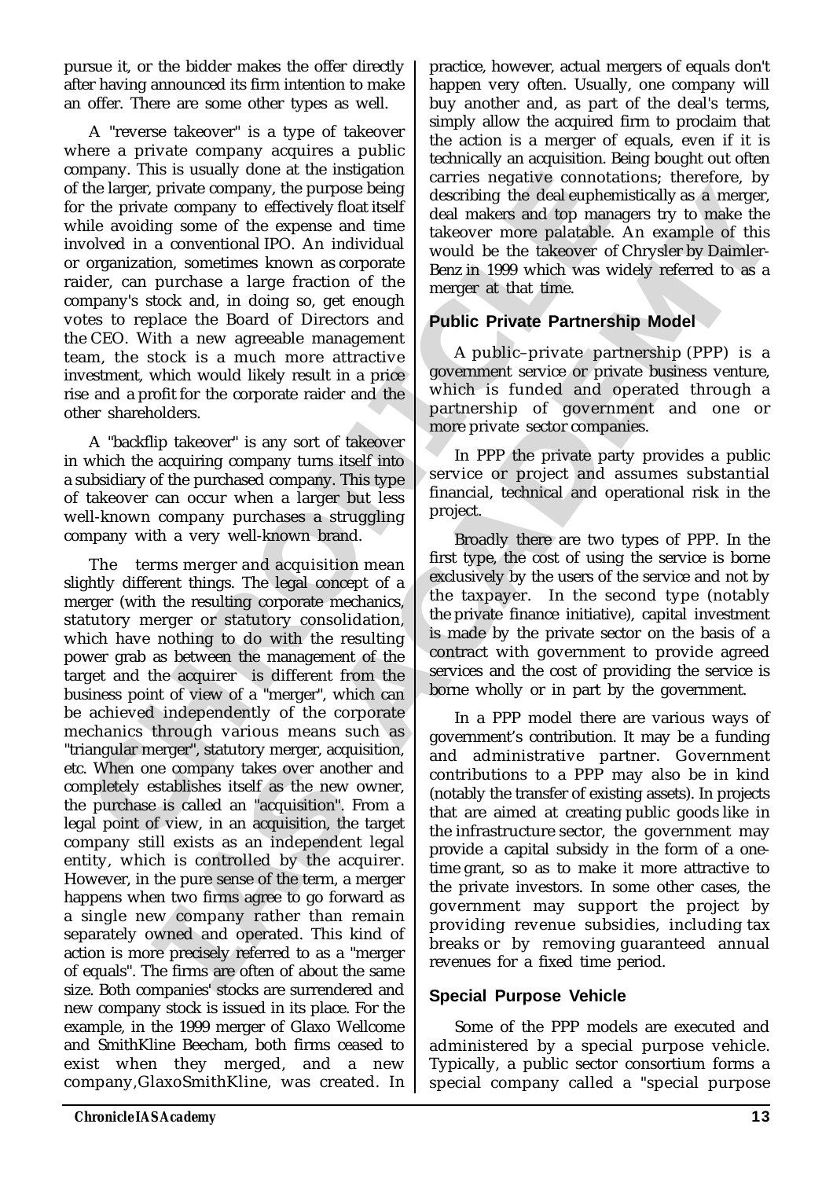pursue it, or the bidder makes the offer directly after having announced its firm intention to make an offer. There are some other types as well.

A "reverse takeover" is a type of takeover where a private company acquires a public company. This is usually done at the instigation of the larger, private company, the purpose being for the private company to effectively float itself while avoiding some of the expense and time involved in a conventional IPO. An individual or organization, sometimes known as corporate raider, can purchase a large fraction of the company's stock and, in doing so, get enough votes to replace the Board of Directors and the CEO. With a new agreeable management team, the stock is a much more attractive investment, which would likely result in a price rise and a profit for the corporate raider and the other shareholders.

A "backflip takeover" is any sort of takeover in which the acquiring company turns itself into a subsidiary of the purchased company. This type of takeover can occur when a larger but less well-known company purchases a struggling company with a very well-known brand.

The terms merger and acquisition mean slightly different things. The legal concept of a merger (with the resulting corporate mechanics, statutory merger or statutory consolidation, which have nothing to do with the resulting power grab as between the management of the target and the acquirer is different from the business point of view of a "merger", which can be achieved independently of the corporate mechanics through various means such as "triangular merger", statutory merger, acquisition, etc. When one company takes over another and completely establishes itself as the new owner, the purchase is called an "acquisition". From a legal point of view, in an acquisition, the target company still exists as an independent legal entity, which is controlled by the acquirer. However, in the pure sense of the term, a merger happens when two firms agree to go forward as a single new company rather than remain separately owned and operated. This kind of action is more precisely referred to as a "merger of equals". The firms are often of about the same size. Both companies' stocks are surrendered and new company stock is issued in its place. For the example, in the 1999 merger of Glaxo Wellcome and SmithKline Beecham, both firms ceased to exist when they merged, and a new company,GlaxoSmithKline, was created. In practice, however, actual mergers of equals don't happen very often. Usually, one company will buy another and, as part of the deal's terms, simply allow the acquired firm to proclaim that the action is a merger of equals, even if it is technically an acquisition. Being bought out often carries negative connotations; therefore, by describing the deal euphemistically as a merger, deal makers and top managers try to make the takeover more palatable. An example of this would be the takeover of Chrysler by Daimler-Benz in 1999 which was widely referred to as a merger at that time.

## Public Private Partnership Model

A public–private partnership (PPP) is a government service or private business venture, which is funded and operated through a partnership of government and one or more private sector companies.

In PPP the private party provides a public service or project and assumes substantial financial, technical and operational risk in the project.

Broadly there are two types of PPP. In the first type, the cost of using the service is borne exclusively by the users of the service and not by the taxpayer. In the second type (notably the private finance initiative), capital investment is made by the private sector on the basis of a contract with government to provide agreed services and the cost of providing the service is borne wholly or in part by the government.

In a PPP model there are various ways of government's contribution. It may be a funding and administrative partner. Government contributions to a PPP may also be in kind (notably the transfer of existing assets). In projects that are aimed at creating public goods like in the infrastructure sector, the government may provide a capital subsidy in the form of a one-time grant, so as to make it more attractive to the private investors. In some other cases, the government may support the project by providing revenue subsidies, including tax breaks or by removing guaranteed annual revenues for a fixed time period.

## Special Purpose Vehicle

Some of the PPP models are executed and administered by a special purpose vehicle. Typically, a public sector consortium forms a special company called a "special purpose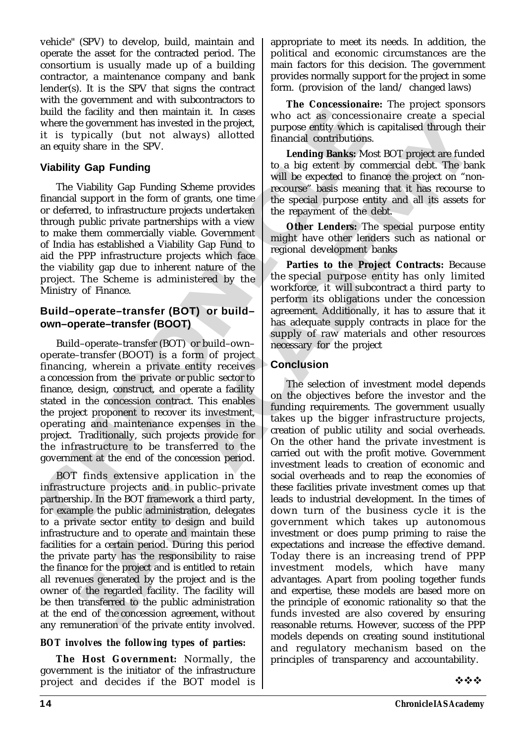vehicle" (SPV) to develop, build, maintain and operate the asset for the contracted period. The consortium is usually made up of a building contractor, a maintenance company and bank lender(s). It is the SPV that signs the contract with the government and with subcontractors to build the facility and then maintain it. In cases where the government has invested in the project, it is typically (but not always) allotted an equity share in the SPV.

## Viability Gap Funding

The Viability Gap Funding Scheme provides financial support in the form of grants, one time or deferred, to infrastructure projects undertaken through public private partnerships with a view to make them commercially viable. Government of India has established a Viability Gap Fund to aid the PPP infrastructure projects which face the viability gap due to inherent nature of the project. The Scheme is administered by the Ministry of Finance.

## Build–operate–transfer (BOT) or build–own–operate–transfer (BOOT)

Build–operate–transfer (BOT) or build–own–operate–transfer (BOOT) is a form of project financing, wherein a private entity receives a concession from the private or public sector to finance, design, construct, and operate a facility stated in the concession contract. This enables the project proponent to recover its investment, operating and maintenance expenses in the project. Traditionally, such projects provide for the infrastructure to be transferred to the government at the end of the concession period.

BOT finds extensive application in the infrastructure projects and in public–private partnership. In the BOT framework a third party, for example the public administration, delegates to a private sector entity to design and build infrastructure and to operate and maintain these facilities for a certain period. During this period the private party has the responsibility to raise the finance for the project and is entitled to retain all revenues generated by the project and is the owner of the regarded facility. The facility will be then transferred to the public administration at the end of the concession agreement, without any remuneration of the private entity involved.

**BOT involves the following types of parties:**

**The Host Government:** Normally, the government is the initiator of the infrastructure project and decides if the BOT model is appropriate to meet its needs. In addition, the political and economic circumstances are the main factors for this decision. The government provides normally support for the project in some form. (provision of the land/ changed laws)

**The Concessionaire:** The project sponsors who act as concessionaire create a special purpose entity which is capitalised through their financial contributions.

**Lending Banks:** Most BOT project are funded to a big extent by commercial debt. The bank will be expected to finance the project on "non-recourse" basis meaning that it has recourse to the special purpose entity and all its assets for the repayment of the debt.

**Other Lenders:** The special purpose entity might have other lenders such as national or regional development banks

**Parties to the Project Contracts:** Because the special purpose entity has only limited workforce, it will subcontract a third party to perform its obligations under the concession agreement. Additionally, it has to assure that it has adequate supply contracts in place for the supply of raw materials and other resources necessary for the project

## Conclusion

The selection of investment model depends on the objectives before the investor and the funding requirements. The government usually takes up the bigger infrastructure projects, creation of public utility and social overheads. On the other hand the private investment is carried out with the profit motive. Government investment leads to creation of economic and social overheads and to reap the economies of these facilities private investment comes up that leads to industrial development. In the times of down turn of the business cycle it is the government which takes up autonomous investment or does pump priming to raise the expectations and increase the effective demand. Today there is an increasing trend of PPP investment models, which have many advantages. Apart from pooling together funds and expertise, these models are based more on the principle of economic rationality so that the funds invested are also covered by ensuring reasonable returns. However, success of the PPP models depends on creating sound institutional and regulatory mechanism based on the principles of transparency and accountability.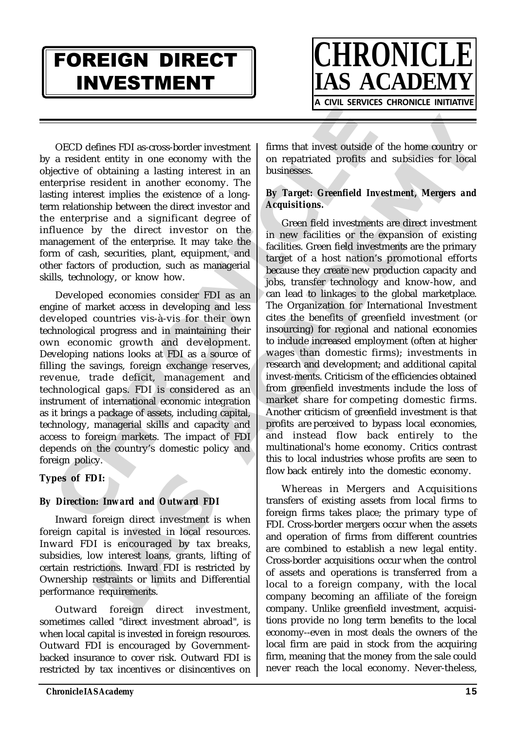# FOREIGN DIRECT INVESTMENT

OECD defines FDI as-cross-border investment by a resident entity in one economy with the objective of obtaining a lasting interest in an enterprise resident in another economy. The lasting interest implies the existence of a long-term relationship between the direct investor and the enterprise and a significant degree of influence by the direct investor on the management of the enterprise. It may take the form of cash, securities, plant, equipment, and other factors of production, such as managerial skills, technology, or know how.

Developed economies consider FDI as an engine of market access in developing and less developed countries vis-à-vis for their own technological progress and in maintaining their own economic growth and development. Developing nations looks at FDI as a source of filling the savings, foreign exchange reserves, revenue, trade deficit, management and technological gaps. FDI is considered as an instrument of international economic integration as it brings a package of assets, including capital, technology, managerial skills and capacity and access to foreign markets. The impact of FDI depends on the country's domestic policy and foreign policy.

**Types of FDI:**

***By Direction: Inward and Outward FDI***

Inward foreign direct investment is when foreign capital is invested in local resources. Inward FDI is encouraged by tax breaks, subsidies, low interest loans, grants, lifting of certain restrictions. Inward FDI is restricted by Ownership restraints or limits and Differential performance requirements.

Outward foreign direct investment, sometimes called "direct investment abroad", is when local capital is invested in foreign resources. Outward FDI is encouraged by Government-backed insurance to cover risk. Outward FDI is restricted by tax incentives or disincentives on firms that invest outside of the home country or on repatriated profits and subsidies for local businesses.

***By Target: Greenfield Investment, Mergers and Acquisitions.***

Green field investments are direct investment in new facilities or the expansion of existing facilities. Green field investments are the primary target of a host nation's promotional efforts because they create new production capacity and jobs, transfer technology and know-how, and can lead to linkages to the global marketplace. The Organization for International Investment cites the benefits of greenfield investment (or insourcing) for regional and national economies to include increased employment (often at higher wages than domestic firms); investments in research and development; and additional capital invest-ments. Criticism of the efficiencies obtained from greenfield investments include the loss of market share for competing domestic firms. Another criticism of greenfield investment is that profits are perceived to bypass local economies, and instead flow back entirely to the multinational's home economy. Critics contrast this to local industries whose profits are seen to flow back entirely into the domestic economy.

Whereas in Mergers and Acquisitions transfers of existing assets from local firms to foreign firms takes place; the primary type of FDI. Cross-border mergers occur when the assets and operation of firms from different countries are combined to establish a new legal entity. Cross-border acquisitions occur when the control of assets and operations is transferred from a local to a foreign company, with the local company becoming an affiliate of the foreign company. Unlike greenfield investment, acquisi-tions provide no long term benefits to the local economy--even in most deals the owners of the local firm are paid in stock from the acquiring firm, meaning that the money from the sale could never reach the local economy. Never-theless,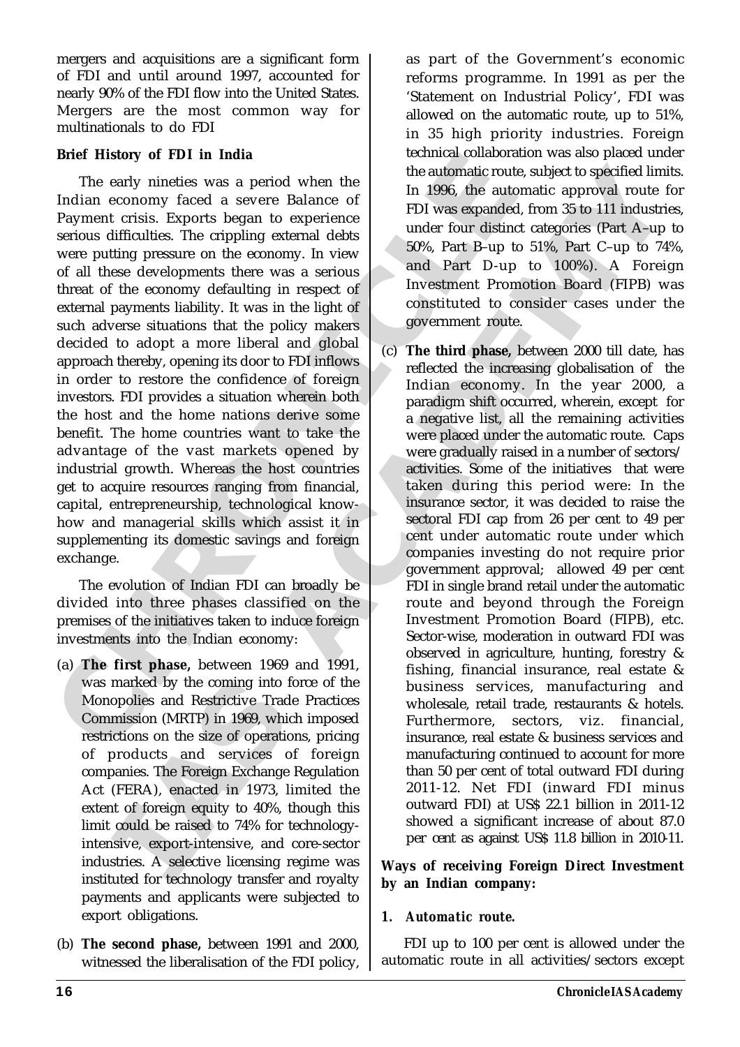mergers and acquisitions are a significant form of FDI and until around 1997, accounted for nearly 90% of the FDI flow into the United States. Mergers are the most common way for multinationals to do FDI

**Brief History of FDI in India**

The early nineties was a period when the Indian economy faced a severe Balance of Payment crisis. Exports began to experience serious difficulties. The crippling external debts were putting pressure on the economy. In view of all these developments there was a serious threat of the economy defaulting in respect of external payments liability. It was in the light of such adverse situations that the policy makers decided to adopt a more liberal and global approach thereby, opening its door to FDI inflows in order to restore the confidence of foreign investors. FDI provides a situation wherein both the host and the home nations derive some benefit. The home countries want to take the advantage of the vast markets opened by industrial growth. Whereas the host countries get to acquire resources ranging from financial, capital, entrepreneurship, technological know-how and managerial skills which assist it in supplementing its domestic savings and foreign exchange.

The evolution of Indian FDI can broadly be divided into three phases classified on the premises of the initiatives taken to induce foreign investments into the Indian economy:

(a) **The first phase,** between 1969 and 1991, was marked by the coming into force of the Monopolies and Restrictive Trade Practices Commission (MRTP) in 1969, which imposed restrictions on the size of operations, pricing of products and services of foreign companies. The Foreign Exchange Regulation Act (FERA), enacted in 1973, limited the extent of foreign equity to 40%, though this limit could be raised to 74% for technology-intensive, export-intensive, and core-sector industries. A selective licensing regime was instituted for technology transfer and royalty payments and applicants were subjected to export obligations.

(b) **The second phase,** between 1991 and 2000, witnessed the liberalisation of the FDI policy, as part of the Government's economic reforms programme. In 1991 as per the 'Statement on Industrial Policy', FDI was allowed on the automatic route, up to 51%, in 35 high priority industries. Foreign technical collaboration was also placed under the automatic route, subject to specified limits. In 1996, the automatic approval route for FDI was expanded, from 35 to 111 industries, under four distinct categories (Part A–up to 50%, Part B–up to 51%, Part C–up to 74%, and Part D-up to 100%). A Foreign Investment Promotion Board (FIPB) was constituted to consider cases under the government route.

(c) **The third phase,** between 2000 till date, has reflected the increasing globalisation of the Indian economy. In the year 2000, a paradigm shift occurred, wherein, except for a negative list, all the remaining activities were placed under the automatic route. Caps were gradually raised in a number of sectors/activities. Some of the initiatives that were taken during this period were: In the insurance sector, it was decided to raise the sectoral FDI cap from 26 per cent to 49 per cent under automatic route under which companies investing do not require prior government approval; allowed 49 per cent FDI in single brand retail under the automatic route and beyond through the Foreign Investment Promotion Board (FIPB), etc. Sector-wise, moderation in outward FDI was observed in agriculture, hunting, forestry & fishing, financial insurance, real estate & business services, manufacturing and wholesale, retail trade, restaurants & hotels. Furthermore, sectors, viz. financial, insurance, real estate & business services and manufacturing continued to account for more than 50 per cent of total outward FDI during 2011-12. Net FDI (inward FDI minus outward FDI) at US$ 22.1 billion in 2011-12 showed a significant increase of about 87.0 per cent as against US$ 11.8 billion in 2010-11.

**Ways of receiving Foreign Direct Investment by an Indian company:**

**1. *Automatic route.***

FDI up to 100 per cent is allowed under the automatic route in all activities/sectors except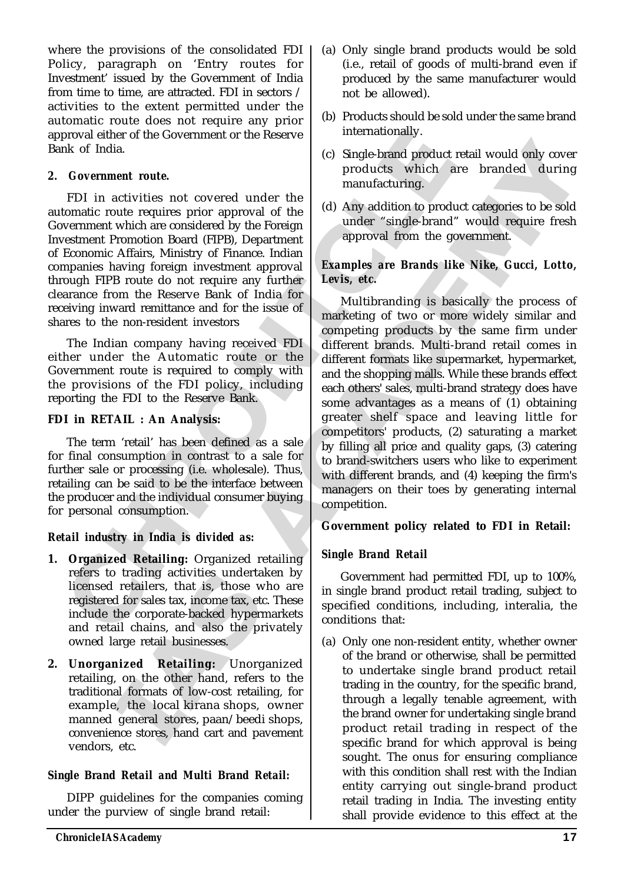where the provisions of the consolidated FDI Policy, paragraph on 'Entry routes for Investment' issued by the Government of India from time to time, are attracted. FDI in sectors / activities to the extent permitted under the automatic route does not require any prior approval either of the Government or the Reserve Bank of India.

**2. Government route.**

FDI in activities not covered under the automatic route requires prior approval of the Government which are considered by the Foreign Investment Promotion Board (FIPB), Department of Economic Affairs, Ministry of Finance. Indian companies having foreign investment approval through FIPB route do not require any further clearance from the Reserve Bank of India for receiving inward remittance and for the issue of shares to the non-resident investors

The Indian company having received FDI either under the Automatic route or the Government route is required to comply with the provisions of the FDI policy, including reporting the FDI to the Reserve Bank.

**FDI in RETAIL : An Analysis:**

The term 'retail' has been defined as a sale for final consumption in contrast to a sale for further sale or processing (i.e. wholesale). Thus, retailing can be said to be the interface between the producer and the individual consumer buying for personal consumption.

***Retail industry in India is divided as:***

1. **Organized Retailing:** Organized retailing refers to trading activities undertaken by licensed retailers, that is, those who are registered for sales tax, income tax, etc. These include the corporate-backed hypermarkets and retail chains, and also the privately owned large retail businesses.
2. **Unorganized Retailing:** Unorganized retailing, on the other hand, refers to the traditional formats of low-cost retailing, for example, the local kirana shops, owner manned general stores, paan/beedi shops, convenience stores, hand cart and pavement vendors, etc.

***Single Brand Retail and Multi Brand Retail:***

DIPP guidelines for the companies coming under the purview of single brand retail:

(a) Only single brand products would be sold (i.e., retail of goods of multi-brand even if produced by the same manufacturer would not be allowed).

(b) Products should be sold under the same brand internationally.

(c) Single-brand product retail would only cover products which are branded during manufacturing.

(d) Any addition to product categories to be sold under "single-brand" would require fresh approval from the government.

***Examples are Brands like Nike, Gucci, Lotto, Levis, etc.***

Multibranding is basically the process of marketing of two or more widely similar and competing products by the same firm under different brands. Multi-brand retail comes in different formats like supermarket, hypermarket, and the shopping malls. While these brands effect each others' sales, multi-brand strategy does have some advantages as a means of (1) obtaining greater shelf space and leaving little for competitors' products, (2) saturating a market by filling all price and quality gaps, (3) catering to brand-switchers users who like to experiment with different brands, and (4) keeping the firm's managers on their toes by generating internal competition.

**Government policy related to FDI in Retail:**

***Single Brand Retail***

Government had permitted FDI, up to 100%, in single brand product retail trading, subject to specified conditions, including, interalia, the conditions that:

(a) Only one non-resident entity, whether owner of the brand or otherwise, shall be permitted to undertake single brand product retail trading in the country, for the specific brand, through a legally tenable agreement, with the brand owner for undertaking single brand product retail trading in respect of the specific brand for which approval is being sought. The onus for ensuring compliance with this condition shall rest with the Indian entity carrying out single-brand product retail trading in India. The investing entity shall provide evidence to this effect at the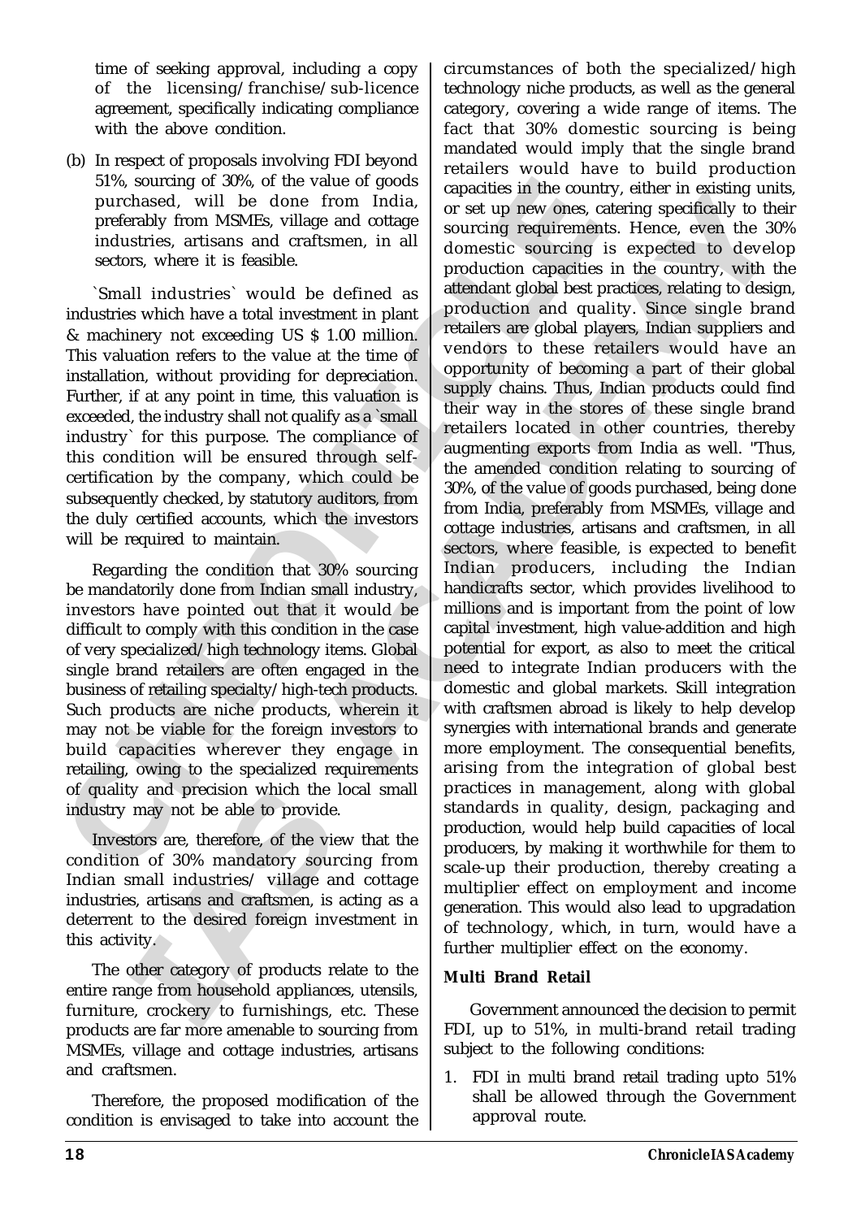time of seeking approval, including a copy of the licensing/franchise/sub-licence agreement, specifically indicating compliance with the above condition.

(b) In respect of proposals involving FDI beyond 51%, sourcing of 30%, of the value of goods purchased, will be done from India, preferably from MSMEs, village and cottage industries, artisans and craftsmen, in all sectors, where it is feasible.

`Small industries` would be defined as industries which have a total investment in plant & machinery not exceeding US $ 1.00 million. This valuation refers to the value at the time of installation, without providing for depreciation. Further, if at any point in time, this valuation is exceeded, the industry shall not qualify as a `small industry` for this purpose. The compliance of this condition will be ensured through self-certification by the company, which could be subsequently checked, by statutory auditors, from the duly certified accounts, which the investors will be required to maintain.

Regarding the condition that 30% sourcing be mandatorily done from Indian small industry, investors have pointed out that it would be difficult to comply with this condition in the case of very specialized/high technology items. Global single brand retailers are often engaged in the business of retailing specialty/high-tech products. Such products are niche products, wherein it may not be viable for the foreign investors to build capacities wherever they engage in retailing, owing to the specialized requirements of quality and precision which the local small industry may not be able to provide.

Investors are, therefore, of the view that the condition of 30% mandatory sourcing from Indian small industries/ village and cottage industries, artisans and craftsmen, is acting as a deterrent to the desired foreign investment in this activity.

The other category of products relate to the entire range from household appliances, utensils, furniture, crockery to furnishings, etc. These products are far more amenable to sourcing from MSMEs, village and cottage industries, artisans and craftsmen.

Therefore, the proposed modification of the condition is envisaged to take into account the circumstances of both the specialized/high technology niche products, as well as the general category, covering a wide range of items. The fact that 30% domestic sourcing is being mandated would imply that the single brand retailers would have to build production capacities in the country, either in existing units, or set up new ones, catering specifically to their sourcing requirements. Hence, even the 30% domestic sourcing is expected to develop production capacities in the country, with the attendant global best practices, relating to design, production and quality. Since single brand retailers are global players, Indian suppliers and vendors to these retailers would have an opportunity of becoming a part of their global supply chains. Thus, Indian products could find their way in the stores of these single brand retailers located in other countries, thereby augmenting exports from India as well. "Thus, the amended condition relating to sourcing of 30%, of the value of goods purchased, being done from India, preferably from MSMEs, village and cottage industries, artisans and craftsmen, in all sectors, where feasible, is expected to benefit Indian producers, including the Indian handicrafts sector, which provides livelihood to millions and is important from the point of low capital investment, high value-addition and high potential for export, as also to meet the critical need to integrate Indian producers with the domestic and global markets. Skill integration with craftsmen abroad is likely to help develop synergies with international brands and generate more employment. The consequential benefits, arising from the integration of global best practices in management, along with global standards in quality, design, packaging and production, would help build capacities of local producers, by making it worthwhile for them to scale-up their production, thereby creating a multiplier effect on employment and income generation. This would also lead to upgradation of technology, which, in turn, would have a further multiplier effect on the economy.

**Multi Brand Retail**

Government announced the decision to permit FDI, up to 51%, in multi-brand retail trading subject to the following conditions:

1. FDI in multi brand retail trading upto 51% shall be allowed through the Government approval route.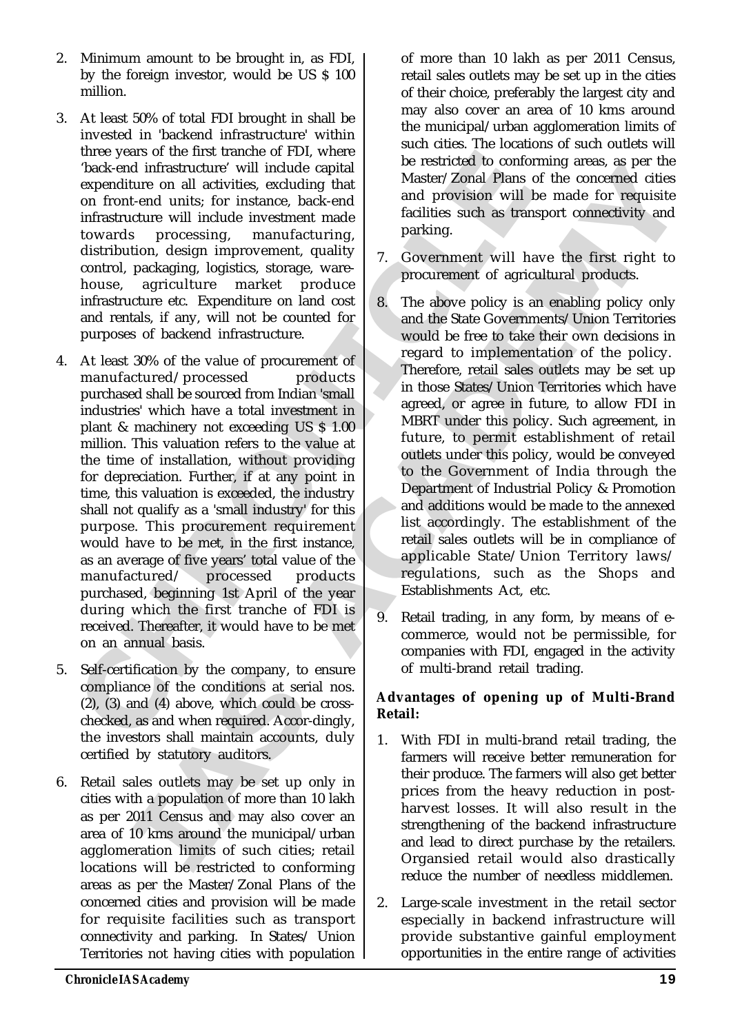2. Minimum amount to be brought in, as FDI, by the foreign investor, would be US $ 100 million.

3. At least 50% of total FDI brought in shall be invested in 'backend infrastructure' within three years of the first tranche of FDI, where 'back-end infrastructure' will include capital expenditure on all activities, excluding that on front-end units; for instance, back-end infrastructure will include investment made towards processing, manufacturing, distribution, design improvement, quality control, packaging, logistics, storage, ware-house, agriculture market produce infrastructure etc. Expenditure on land cost and rentals, if any, will not be counted for purposes of backend infrastructure.

4. At least 30% of the value of procurement of manufactured/processed products purchased shall be sourced from Indian 'small industries' which have a total investment in plant & machinery not exceeding US $ 1.00 million. This valuation refers to the value at the time of installation, without providing for depreciation. Further, if at any point in time, this valuation is exceeded, the industry shall not qualify as a 'small industry' for this purpose. This procurement requirement would have to be met, in the first instance, as an average of five years' total value of the manufactured/ processed products purchased, beginning 1st April of the year during which the first tranche of FDI is received. Thereafter, it would have to be met on an annual basis.

5. Self-certification by the company, to ensure compliance of the conditions at serial nos. (2), (3) and (4) above, which could be cross-checked, as and when required. Accor-dingly, the investors shall maintain accounts, duly certified by statutory auditors.

6. Retail sales outlets may be set up only in cities with a population of more than 10 lakh as per 2011 Census and may also cover an area of 10 kms around the municipal/urban agglomeration limits of such cities; retail locations will be restricted to conforming areas as per the Master/Zonal Plans of the concerned cities and provision will be made for requisite facilities such as transport connectivity and parking. In States/ Union Territories not having cities with population of more than 10 lakh as per 2011 Census, retail sales outlets may be set up in the cities of their choice, preferably the largest city and may also cover an area of 10 kms around the municipal/urban agglomeration limits of such cities. The locations of such outlets will be restricted to conforming areas, as per the Master/Zonal Plans of the concerned cities and provision will be made for requisite facilities such as transport connectivity and parking.

7. Government will have the first right to procurement of agricultural products.

8. The above policy is an enabling policy only and the State Governments/Union Territories would be free to take their own decisions in regard to implementation of the policy. Therefore, retail sales outlets may be set up in those States/Union Territories which have agreed, or agree in future, to allow FDI in MBRT under this policy. Such agreement, in future, to permit establishment of retail outlets under this policy, would be conveyed to the Government of India through the Department of Industrial Policy & Promotion and additions would be made to the annexed list accordingly. The establishment of the retail sales outlets will be in compliance of applicable State/Union Territory laws/ regulations, such as the Shops and Establishments Act, etc.

9. Retail trading, in any form, by means of e-commerce, would not be permissible, for companies with FDI, engaged in the activity of multi-brand retail trading.

**Advantages of opening up of Multi-Brand Retail:**

1. With FDI in multi-brand retail trading, the farmers will receive better remuneration for their produce. The farmers will also get better prices from the heavy reduction in post-harvest losses. It will also result in the strengthening of the backend infrastructure and lead to direct purchase by the retailers. Organsied retail would also drastically reduce the number of needless middlemen.

2. Large-scale investment in the retail sector especially in backend infrastructure will provide substantive gainful employment opportunities in the entire range of activities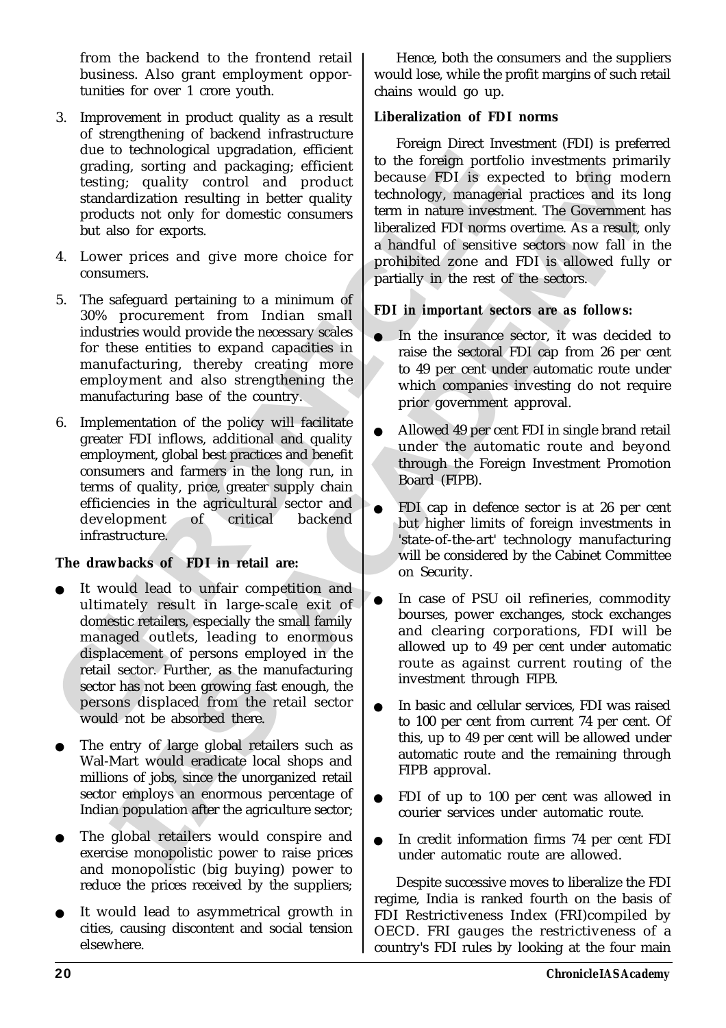from the backend to the frontend retail business. Also grant employment opportunities for over 1 crore youth.

3. Improvement in product quality as a result of strengthening of backend infrastructure due to technological upgradation, efficient grading, sorting and packaging; efficient testing; quality control and product standardization resulting in better quality products not only for domestic consumers but also for exports.

4. Lower prices and give more choice for consumers.

5. The safeguard pertaining to a minimum of 30% procurement from Indian small industries would provide the necessary scales for these entities to expand capacities in manufacturing, thereby creating more employment and also strengthening the manufacturing base of the country.

6. Implementation of the policy will facilitate greater FDI inflows, additional and quality employment, global best practices and benefit consumers and farmers in the long run, in terms of quality, price, greater supply chain efficiencies in the agricultural sector and development of critical backend infrastructure.

**The drawbacks of FDI in retail are:**

- It would lead to unfair competition and ultimately result in large-scale exit of domestic retailers, especially the small family managed outlets, leading to enormous displacement of persons employed in the retail sector. Further, as the manufacturing sector has not been growing fast enough, the persons displaced from the retail sector would not be absorbed there.
- The entry of large global retailers such as Wal-Mart would eradicate local shops and millions of jobs, since the unorganized retail sector employs an enormous percentage of Indian population after the agriculture sector;
- The global retailers would conspire and exercise monopolistic power to raise prices and monopolistic (big buying) power to reduce the prices received by the suppliers;
- It would lead to asymmetrical growth in cities, causing discontent and social tension elsewhere.

Hence, both the consumers and the suppliers would lose, while the profit margins of such retail chains would go up.

**Liberalization of FDI norms**

Foreign Direct Investment (FDI) is preferred to the foreign portfolio investments primarily because FDI is expected to bring modern technology, managerial practices and its long term in nature investment. The Government has liberalized FDI norms overtime. As a result, only a handful of sensitive sectors now fall in the prohibited zone and FDI is allowed fully or partially in the rest of the sectors.

***FDI in important sectors are as follows:***

- In the insurance sector, it was decided to raise the sectoral FDI cap from 26 per cent to 49 per cent under automatic route under which companies investing do not require prior government approval.
- Allowed 49 per cent FDI in single brand retail under the automatic route and beyond through the Foreign Investment Promotion Board (FIPB).
- FDI cap in defence sector is at 26 per cent but higher limits of foreign investments in 'state-of-the-art' technology manufacturing will be considered by the Cabinet Committee on Security.
- In case of PSU oil refineries, commodity bourses, power exchanges, stock exchanges and clearing corporations, FDI will be allowed up to 49 per cent under automatic route as against current routing of the investment through FIPB.
- In basic and cellular services, FDI was raised to 100 per cent from current 74 per cent. Of this, up to 49 per cent will be allowed under automatic route and the remaining through FIPB approval.
- FDI of up to 100 per cent was allowed in courier services under automatic route.
- In credit information firms 74 per cent FDI under automatic route are allowed.

Despite successive moves to liberalize the FDI regime, India is ranked fourth on the basis of FDI Restrictiveness Index (FRI)compiled by OECD. FRI gauges the restrictiveness of a country's FDI rules by looking at the four main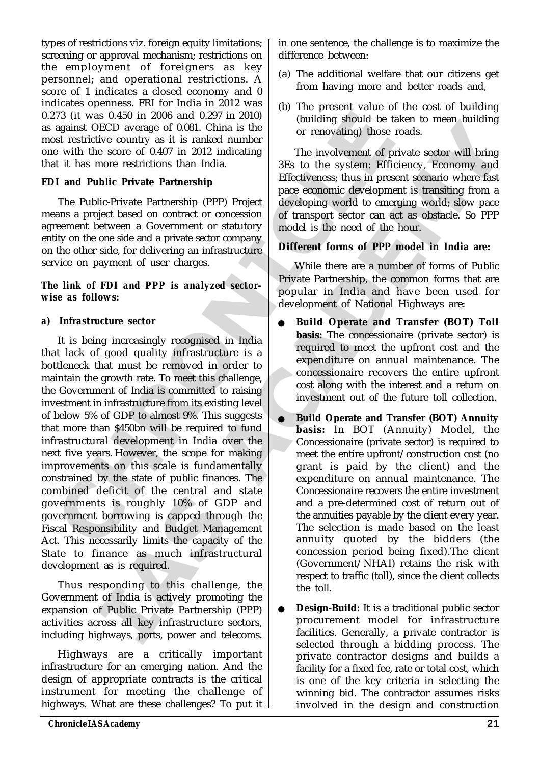types of restrictions viz. foreign equity limitations; screening or approval mechanism; restrictions on the employment of foreigners as key personnel; and operational restrictions. A score of 1 indicates a closed economy and 0 indicates openness. FRI for India in 2012 was 0.273 (it was 0.450 in 2006 and 0.297 in 2010) as against OECD average of 0.081. China is the most restrictive country as it is ranked number one with the score of 0.407 in 2012 indicating that it has more restrictions than India.

**FDI and Public Private Partnership**

The Public-Private Partnership (PPP) Project means a project based on contract or concession agreement between a Government or statutory entity on the one side and a private sector company on the other side, for delivering an infrastructure service on payment of user charges.

***The link of FDI and PPP is analyzed sector-wise as follows:***

***a) Infrastructure sector***

It is being increasingly recognised in India that lack of good quality infrastructure is a bottleneck that must be removed in order to maintain the growth rate. To meet this challenge, the Government of India is committed to raising investment in infrastructure from its existing level of below 5% of GDP to almost 9%. This suggests that more than $450bn will be required to fund infrastructural development in India over the next five years. However, the scope for making improvements on this scale is fundamentally constrained by the state of public finances. The combined deficit of the central and state governments is roughly 10% of GDP and government borrowing is capped through the Fiscal Responsibility and Budget Management Act. This necessarily limits the capacity of the State to finance as much infrastructural development as is required.

Thus responding to this challenge, the Government of India is actively promoting the expansion of Public Private Partnership (PPP) activities across all key infrastructure sectors, including highways, ports, power and telecoms.

Highways are a critically important infrastructure for an emerging nation. And the design of appropriate contracts is the critical instrument for meeting the challenge of highways. What are these challenges? To put it in one sentence, the challenge is to maximize the difference between:

(a) The additional welfare that our citizens get from having more and better roads and,

(b) The present value of the cost of building (building should be taken to mean building or renovating) those roads.

The involvement of private sector will bring 3Es to the system: Efficiency, Economy and Effectiveness; thus in present scenario where fast pace economic development is transiting from a developing world to emerging world; slow pace of transport sector can act as obstacle. So PPP model is the need of the hour.

**Different forms of PPP model in India are:**

While there are a number of forms of Public Private Partnership, the common forms that are popular in India and have been used for development of National Highways are:

- **Build Operate and Transfer (BOT) Toll basis:** The concessionaire (private sector) is required to meet the upfront cost and the expenditure on annual maintenance. The concessionaire recovers the entire upfront cost along with the interest and a return on investment out of the future toll collection.
- **Build Operate and Transfer (BOT) Annuity basis:** In BOT (Annuity) Model, the Concessionaire (private sector) is required to meet the entire upfront/construction cost (no grant is paid by the client) and the expenditure on annual maintenance. The Concessionaire recovers the entire investment and a pre-determined cost of return out of the annuities payable by the client every year. The selection is made based on the least annuity quoted by the bidders (the concession period being fixed).The client (Government/NHAI) retains the risk with respect to traffic (toll), since the client collects the toll.
- **Design-Build:** It is a traditional public sector procurement model for infrastructure facilities. Generally, a private contractor is selected through a bidding process. The private contractor designs and builds a facility for a fixed fee, rate or total cost, which is one of the key criteria in selecting the winning bid. The contractor assumes risks involved in the design and construction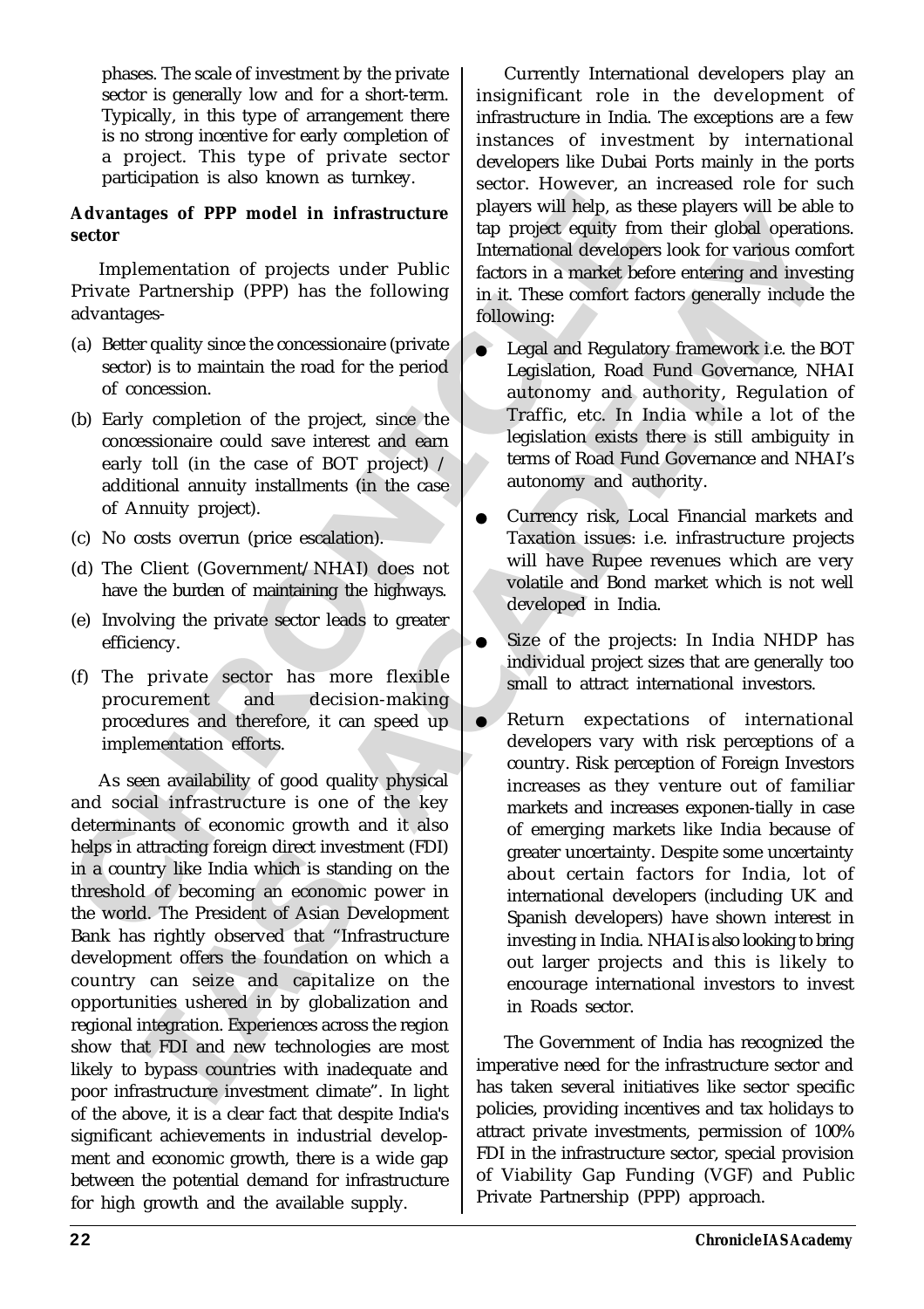phases. The scale of investment by the private sector is generally low and for a short-term. Typically, in this type of arrangement there is no strong incentive for early completion of a project. This type of private sector participation is also known as turnkey.

**Advantages of PPP model in infrastructure sector**

Implementation of projects under Public Private Partnership (PPP) has the following advantages-

(a) Better quality since the concessionaire (private sector) is to maintain the road for the period of concession.

(b) Early completion of the project, since the concessionaire could save interest and earn early toll (in the case of BOT project) / additional annuity installments (in the case of Annuity project).

(c) No costs overrun (price escalation).

(d) The Client (Government/NHAI) does not have the burden of maintaining the highways.

(e) Involving the private sector leads to greater efficiency.

(f) The private sector has more flexible procurement and decision-making procedures and therefore, it can speed up implementation efforts.

As seen availability of good quality physical and social infrastructure is one of the key determinants of economic growth and it also helps in attracting foreign direct investment (FDI) in a country like India which is standing on the threshold of becoming an economic power in the world. The President of Asian Development Bank has rightly observed that "Infrastructure development offers the foundation on which a country can seize and capitalize on the opportunities ushered in by globalization and regional integration. Experiences across the region show that FDI and new technologies are most likely to bypass countries with inadequate and poor infrastructure investment climate". In light of the above, it is a clear fact that despite India's significant achievements in industrial development and economic growth, there is a wide gap between the potential demand for infrastructure for high growth and the available supply.

Currently International developers play an insignificant role in the development of infrastructure in India. The exceptions are a few instances of investment by international developers like Dubai Ports mainly in the ports sector. However, an increased role for such players will help, as these players will be able to tap project equity from their global operations. International developers look for various comfort factors in a market before entering and investing in it. These comfort factors generally include the following:

- Legal and Regulatory framework i.e. the BOT Legislation, Road Fund Governance, NHAI autonomy and authority, Regulation of Traffic, etc. In India while a lot of the legislation exists there is still ambiguity in terms of Road Fund Governance and NHAI's autonomy and authority.
- Currency risk, Local Financial markets and Taxation issues: i.e. infrastructure projects will have Rupee revenues which are very volatile and Bond market which is not well developed in India.
- Size of the projects: In India NHDP has individual project sizes that are generally too small to attract international investors.
- Return expectations of international developers vary with risk perceptions of a country. Risk perception of Foreign Investors increases as they venture out of familiar markets and increases exponen-tially in case of emerging markets like India because of greater uncertainty. Despite some uncertainty about certain factors for India, lot of international developers (including UK and Spanish developers) have shown interest in investing in India. NHAI is also looking to bring out larger projects and this is likely to encourage international investors to invest in Roads sector.

The Government of India has recognized the imperative need for the infrastructure sector and has taken several initiatives like sector specific policies, providing incentives and tax holidays to attract private investments, permission of 100% FDI in the infrastructure sector, special provision of Viability Gap Funding (VGF) and Public Private Partnership (PPP) approach.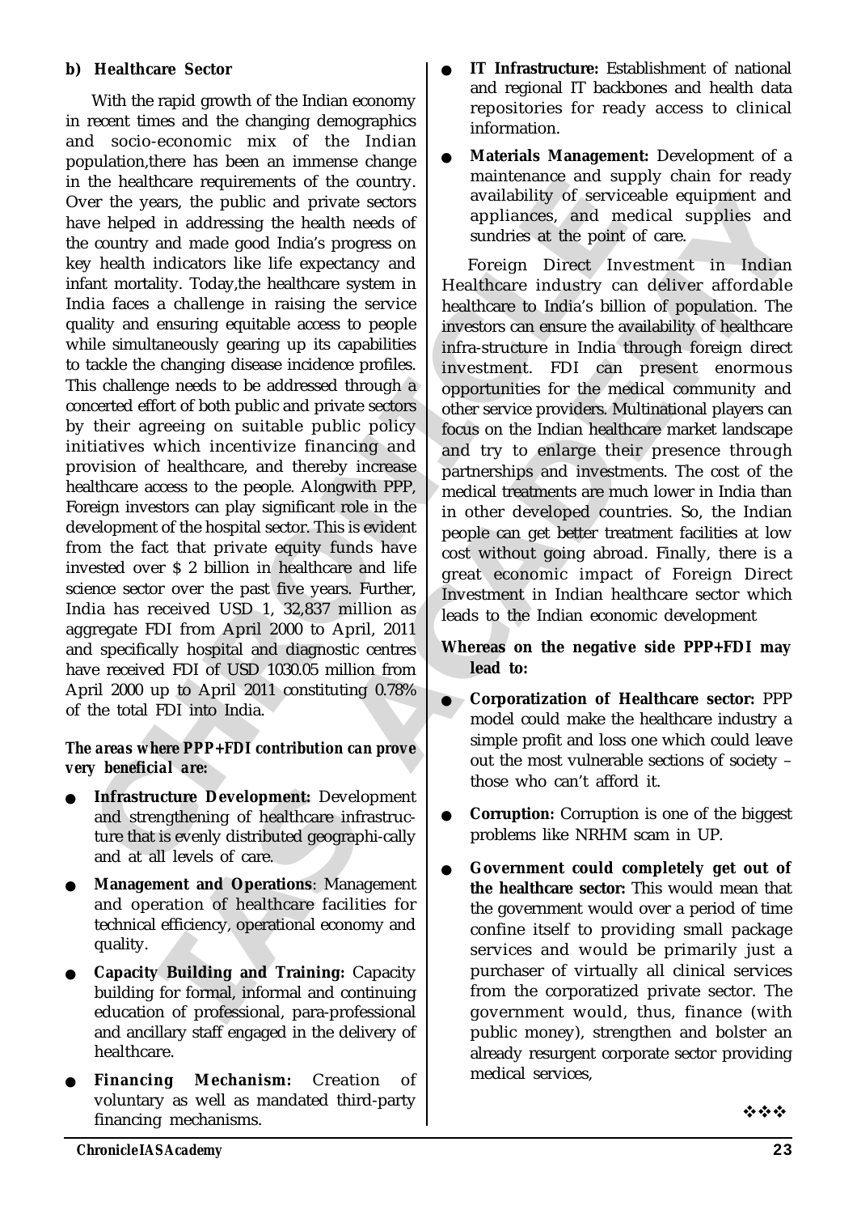### b) Healthcare Sector

With the rapid growth of the Indian economy in recent times and the changing demographics and socio-economic mix of the Indian population,there has been an immense change in the healthcare requirements of the country. Over the years, the public and private sectors have helped in addressing the health needs of the country and made good India's progress on key health indicators like life expectancy and infant mortality. Today,the healthcare system in India faces a challenge in raising the service quality and ensuring equitable access to people while simultaneously gearing up its capabilities to tackle the changing disease incidence profiles. This challenge needs to be addressed through a concerted effort of both public and private sectors by their agreeing on suitable public policy initiatives which incentivize financing and provision of healthcare, and thereby increase healthcare access to the people. Alongwith PPP, Foreign investors can play significant role in the development of the hospital sector. This is evident from the fact that private equity funds have invested over $ 2 billion in healthcare and life science sector over the past five years. Further, India has received USD 1, 32,837 million as aggregate FDI from April 2000 to April, 2011 and specifically hospital and diagnostic centres have received FDI of USD 1030.05 million from April 2000 up to April 2011 constituting 0.78% of the total FDI into India.

***The areas where PPP+FDI contribution can prove very beneficial are:***

- **Infrastructure Development:** Development and strengthening of healthcare infrastructure that is evenly distributed geographi-cally and at all levels of care.
- **Management and Operations**: Management and operation of healthcare facilities for technical efficiency, operational economy and quality.
- **Capacity Building and Training:** Capacity building for formal, informal and continuing education of professional, para-professional and ancillary staff engaged in the delivery of healthcare.
- **Financing Mechanism:** Creation of voluntary as well as mandated third-party financing mechanisms.
- **IT Infrastructure:** Establishment of national and regional IT backbones and health data repositories for ready access to clinical information.
- **Materials Management:** Development of a maintenance and supply chain for ready availability of serviceable equipment and appliances, and medical supplies and sundries at the point of care.

Foreign Direct Investment in Indian Healthcare industry can deliver affordable healthcare to India's billion of population. The investors can ensure the availability of healthcare infra-structure in India through foreign direct investment. FDI can present enormous opportunities for the medical community and other service providers. Multinational players can focus on the Indian healthcare market landscape and try to enlarge their presence through partnerships and investments. The cost of the medical treatments are much lower in India than in other developed countries. So, the Indian people can get better treatment facilities at low cost without going abroad. Finally, there is a great economic impact of Foreign Direct Investment in Indian healthcare sector which leads to the Indian economic development

**Whereas on the negative side PPP+FDI may lead to:**

- **Corporatization of Healthcare sector:** PPP model could make the healthcare industry a simple profit and loss one which could leave out the most vulnerable sections of society – those who can't afford it.
- **Corruption:** Corruption is one of the biggest problems like NRHM scam in UP.
- **Government could completely get out of the healthcare sector:** This would mean that the government would over a period of time confine itself to providing small package services and would be primarily just a purchaser of virtually all clinical services from the corporatized private sector. The government would, thus, finance (with public money), strengthen and bolster an already resurgent corporate sector providing medical services,

❖❖❖